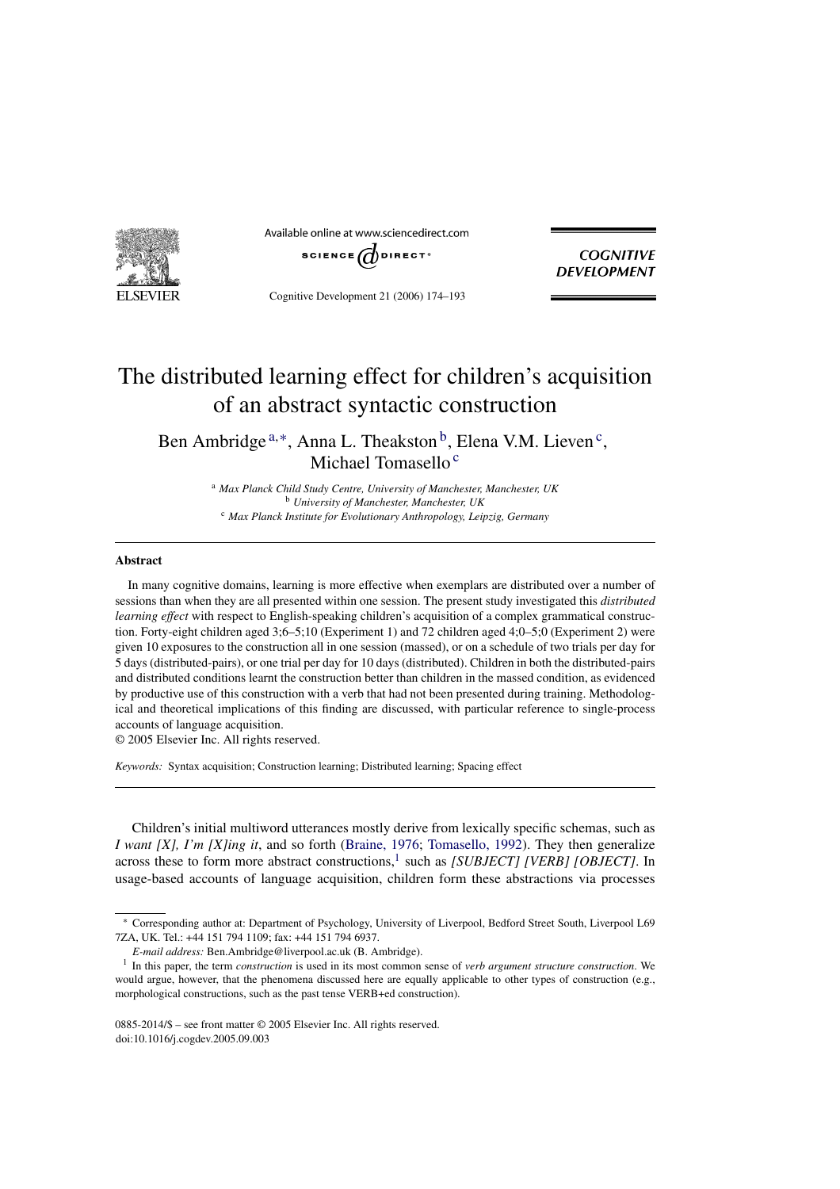# The distributed learning effect for children's acquisition of an abstract syntactic construction

Ben Ambridge [a,*], Anna L. Theakston [b], Elena V.M. Lieven [c], Michael Tomasello [c]

[a] *Max Planck Child Study Centre, University of Manchester, Manchester, UK*
[b] *University of Manchester, Manchester, UK*
[c] *Max Planck Institute for Evolutionary Anthropology, Leipzig, Germany*

### Abstract

In many cognitive domains, learning is more effective when exemplars are distributed over a number of sessions than when they are all presented within one session. The present study investigated this *distributed learning effect* with respect to English-speaking children's acquisition of a complex grammatical construction. Forty-eight children aged 3;6–5;10 (Experiment 1) and 72 children aged 4;0–5;0 (Experiment 2) were given 10 exposures to the construction all in one session (massed), or on a schedule of two trials per day for 5 days (distributed-pairs), or one trial per day for 10 days (distributed). Children in both the distributed-pairs and distributed conditions learnt the construction better than children in the massed condition, as evidenced by productive use of this construction with a verb that had not been presented during training. Methodological and theoretical implications of this finding are discussed, with particular reference to single-process accounts of language acquisition.

© 2005 Elsevier Inc. All rights reserved.

*Keywords:* Syntax acquisition; Construction learning; Distributed learning; Spacing effect

Children's initial multiword utterances mostly derive from lexically specific schemas, such as *I want [X], I'm [X]ing it*, and so forth (Braine, 1976; Tomasello, 1992). They then generalize across these to form more abstract constructions,[1] such as *[SUBJECT] [VERB] [OBJECT]*. In usage-based accounts of language acquisition, children form these abstractions via processes

---

* Corresponding author at: Department of Psychology, University of Liverpool, Bedford Street South, Liverpool L69 7ZA, UK. Tel.: +44 151 794 1109; fax: +44 151 794 6937.

*E-mail address:* Ben.Ambridge@liverpool.ac.uk (B. Ambridge).

[1] In this paper, the term *construction* is used in its most common sense of *verb argument structure construction*. We would argue, however, that the phenomena discussed here are equally applicable to other types of construction (e.g., morphological constructions, such as the past tense VERB+ed construction).

0885-2014/$ – see front matter © 2005 Elsevier Inc. All rights reserved.
doi:10.1016/j.cogdev.2005.09.003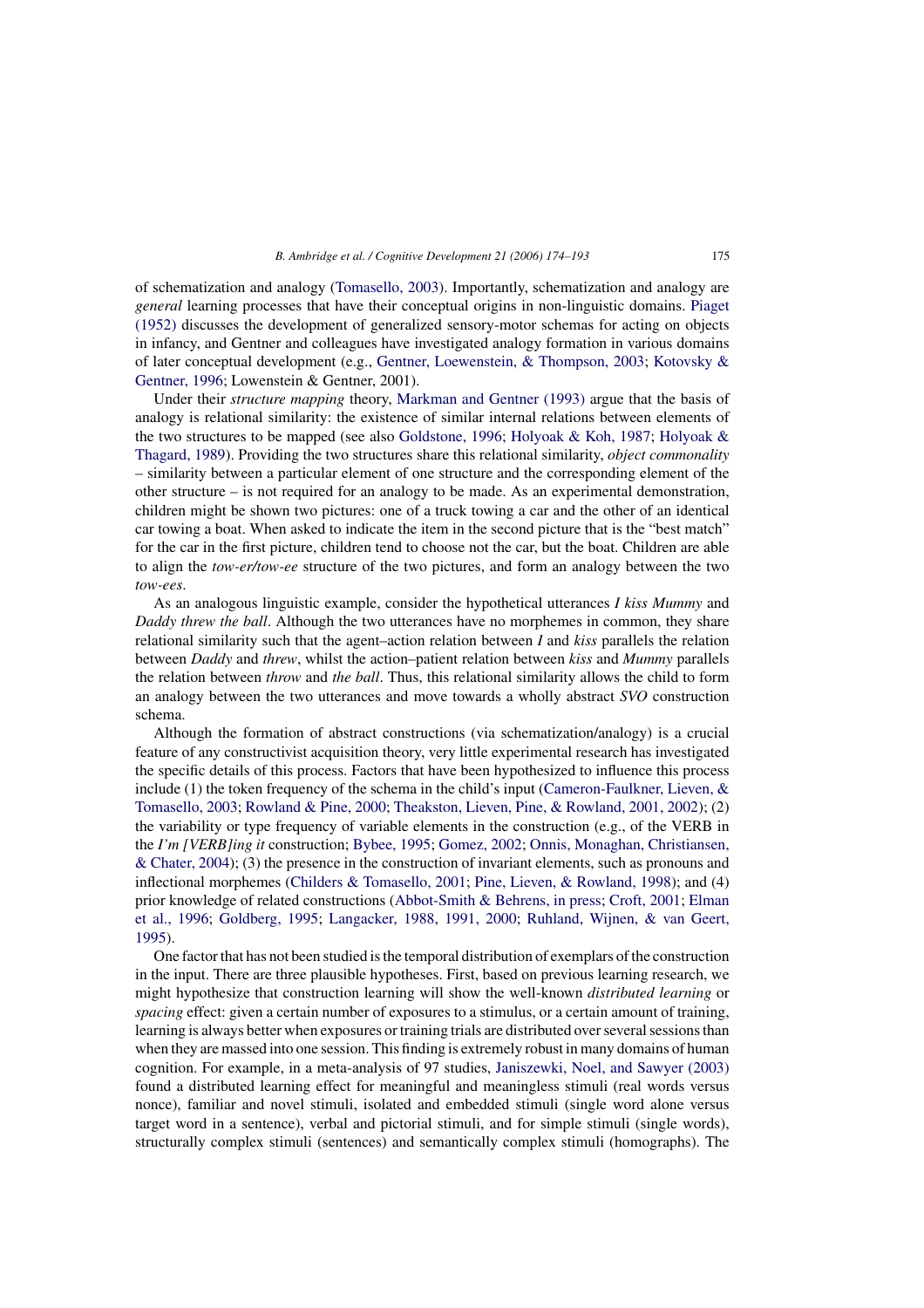of schematization and analogy (Tomasello, 2003). Importantly, schematization and analogy are *general* learning processes that have their conceptual origins in non-linguistic domains. Piaget (1952) discusses the development of generalized sensory-motor schemas for acting on objects in infancy, and Gentner and colleagues have investigated analogy formation in various domains of later conceptual development (e.g., Gentner, Loewenstein, & Thompson, 2003; Kotovsky & Gentner, 1996; Lowenstein & Gentner, 2001).

Under their *structure mapping* theory, Markman and Gentner (1993) argue that the basis of analogy is relational similarity: the existence of similar internal relations between elements of the two structures to be mapped (see also Goldstone, 1996; Holyoak & Koh, 1987; Holyoak & Thagard, 1989). Providing the two structures share this relational similarity, *object commonality* – similarity between a particular element of one structure and the corresponding element of the other structure – is not required for an analogy to be made. As an experimental demonstration, children might be shown two pictures: one of a truck towing a car and the other of an identical car towing a boat. When asked to indicate the item in the second picture that is the "best match" for the car in the first picture, children tend to choose not the car, but the boat. Children are able to align the *tow-er/tow-ee* structure of the two pictures, and form an analogy between the two *tow-ees*.

As an analogous linguistic example, consider the hypothetical utterances *I kiss Mummy* and *Daddy threw the ball*. Although the two utterances have no morphemes in common, they share relational similarity such that the agent–action relation between *I* and *kiss* parallels the relation between *Daddy* and *threw*, whilst the action–patient relation between *kiss* and *Mummy* parallels the relation between *throw* and *the ball*. Thus, this relational similarity allows the child to form an analogy between the two utterances and move towards a wholly abstract *SVO* construction schema.

Although the formation of abstract constructions (via schematization/analogy) is a crucial feature of any constructivist acquisition theory, very little experimental research has investigated the specific details of this process. Factors that have been hypothesized to influence this process include (1) the token frequency of the schema in the child's input (Cameron-Faulkner, Lieven, & Tomasello, 2003; Rowland & Pine, 2000; Theakston, Lieven, Pine, & Rowland, 2001, 2002); (2) the variability or type frequency of variable elements in the construction (e.g., of the VERB in the *I'm [VERB]ing it* construction; Bybee, 1995; Gomez, 2002; Onnis, Monaghan, Christiansen, & Chater, 2004); (3) the presence in the construction of invariant elements, such as pronouns and inflectional morphemes (Childers & Tomasello, 2001; Pine, Lieven, & Rowland, 1998); and (4) prior knowledge of related constructions (Abbot-Smith & Behrens, in press; Croft, 2001; Elman et al., 1996; Goldberg, 1995; Langacker, 1988, 1991, 2000; Ruhland, Wijnen, & van Geert, 1995).

One factor that has not been studied is the temporal distribution of exemplars of the construction in the input. There are three plausible hypotheses. First, based on previous learning research, we might hypothesize that construction learning will show the well-known *distributed learning* or *spacing* effect: given a certain number of exposures to a stimulus, or a certain amount of training, learning is always better when exposures or training trials are distributed over several sessions than when they are massed into one session. This finding is extremely robust in many domains of human cognition. For example, in a meta-analysis of 97 studies, Janiszewki, Noel, and Sawyer (2003) found a distributed learning effect for meaningful and meaningless stimuli (real words versus nonce), familiar and novel stimuli, isolated and embedded stimuli (single word alone versus target word in a sentence), verbal and pictorial stimuli, and for simple stimuli (single words), structurally complex stimuli (sentences) and semantically complex stimuli (homographs). The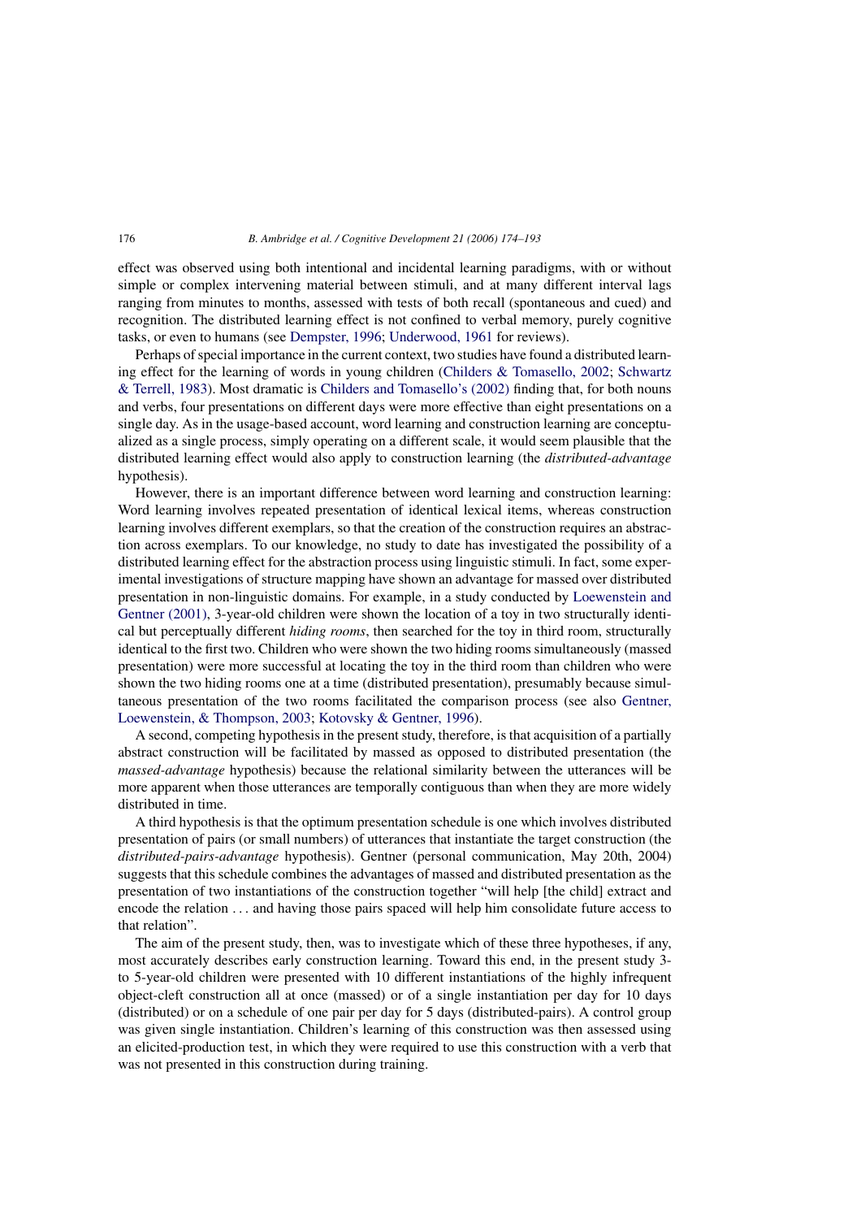effect was observed using both intentional and incidental learning paradigms, with or without simple or complex intervening material between stimuli, and at many different interval lags ranging from minutes to months, assessed with tests of both recall (spontaneous and cued) and recognition. The distributed learning effect is not confined to verbal memory, purely cognitive tasks, or even to humans (see Dempster, 1996; Underwood, 1961 for reviews).

Perhaps of special importance in the current context, two studies have found a distributed learning effect for the learning of words in young children (Childers & Tomasello, 2002; Schwartz & Terrell, 1983). Most dramatic is Childers and Tomasello's (2002) finding that, for both nouns and verbs, four presentations on different days were more effective than eight presentations on a single day. As in the usage-based account, word learning and construction learning are conceptualized as a single process, simply operating on a different scale, it would seem plausible that the distributed learning effect would also apply to construction learning (the *distributed-advantage* hypothesis).

However, there is an important difference between word learning and construction learning: Word learning involves repeated presentation of identical lexical items, whereas construction learning involves different exemplars, so that the creation of the construction requires an abstraction across exemplars. To our knowledge, no study to date has investigated the possibility of a distributed learning effect for the abstraction process using linguistic stimuli. In fact, some experimental investigations of structure mapping have shown an advantage for massed over distributed presentation in non-linguistic domains. For example, in a study conducted by Loewenstein and Gentner (2001), 3-year-old children were shown the location of a toy in two structurally identical but perceptually different *hiding rooms*, then searched for the toy in third room, structurally identical to the first two. Children who were shown the two hiding rooms simultaneously (massed presentation) were more successful at locating the toy in the third room than children who were shown the two hiding rooms one at a time (distributed presentation), presumably because simultaneous presentation of the two rooms facilitated the comparison process (see also Gentner, Loewenstein, & Thompson, 2003; Kotovsky & Gentner, 1996).

A second, competing hypothesis in the present study, therefore, is that acquisition of a partially abstract construction will be facilitated by massed as opposed to distributed presentation (the *massed-advantage* hypothesis) because the relational similarity between the utterances will be more apparent when those utterances are temporally contiguous than when they are more widely distributed in time.

A third hypothesis is that the optimum presentation schedule is one which involves distributed presentation of pairs (or small numbers) of utterances that instantiate the target construction (the *distributed-pairs-advantage* hypothesis). Gentner (personal communication, May 20th, 2004) suggests that this schedule combines the advantages of massed and distributed presentation as the presentation of two instantiations of the construction together "will help [the child] extract and encode the relation ... and having those pairs spaced will help him consolidate future access to that relation".

The aim of the present study, then, was to investigate which of these three hypotheses, if any, most accurately describes early construction learning. Toward this end, in the present study 3- to 5-year-old children were presented with 10 different instantiations of the highly infrequent object-cleft construction all at once (massed) or of a single instantiation per day for 10 days (distributed) or on a schedule of one pair per day for 5 days (distributed-pairs). A control group was given single instantiation. Children's learning of this construction was then assessed using an elicited-production test, in which they were required to use this construction with a verb that was not presented in this construction during training.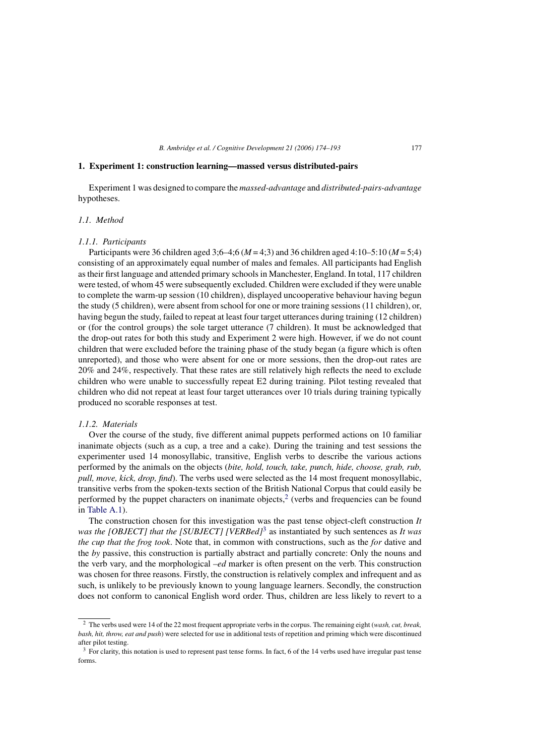## 1. Experiment 1: construction learning—massed versus distributed-pairs

Experiment 1 was designed to compare the *massed-advantage* and *distributed-pairs-advantage* hypotheses.

### 1.1. Method

#### 1.1.1. Participants

Participants were 36 children aged 3;6–4;6 ($M = 4;3$) and 36 children aged 4:10–5:10 ($M = 5;4$) consisting of an approximately equal number of males and females. All participants had English as their first language and attended primary schools in Manchester, England. In total, 117 children were tested, of whom 45 were subsequently excluded. Children were excluded if they were unable to complete the warm-up session (10 children), displayed uncooperative behaviour having begun the study (5 children), were absent from school for one or more training sessions (11 children), or, having begun the study, failed to repeat at least four target utterances during training (12 children) or (for the control groups) the sole target utterance (7 children). It must be acknowledged that the drop-out rates for both this study and Experiment 2 were high. However, if we do not count children that were excluded before the training phase of the study began (a figure which is often unreported), and those who were absent for one or more sessions, then the drop-out rates are 20% and 24%, respectively. That these rates are still relatively high reflects the need to exclude children who were unable to successfully repeat E2 during training. Pilot testing revealed that children who did not repeat at least four target utterances over 10 trials during training typically produced no scorable responses at test.

#### 1.1.2. Materials

Over the course of the study, five different animal puppets performed actions on 10 familiar inanimate objects (such as a cup, a tree and a cake). During the training and test sessions the experimenter used 14 monosyllabic, transitive, English verbs to describe the various actions performed by the animals on the objects (*bite, hold, touch, take, punch, hide, choose, grab, rub, pull, move, kick, drop, find*). The verbs used were selected as the 14 most frequent monosyllabic, transitive verbs from the spoken-texts section of the British National Corpus that could easily be performed by the puppet characters on inanimate objects,[2] (verbs and frequencies can be found in Table A.1).

The construction chosen for this investigation was the past tense object-cleft construction *It was the [OBJECT] that the [SUBJECT] [VERBed]*[3] as instantiated by such sentences as *It was the cup that the frog took*. Note that, in common with constructions, such as the *for* dative and the *by* passive, this construction is partially abstract and partially concrete: Only the nouns and the verb vary, and the morphological *–ed* marker is often present on the verb. This construction was chosen for three reasons. Firstly, the construction is relatively complex and infrequent and as such, is unlikely to be previously known to young language learners. Secondly, the construction does not conform to canonical English word order. Thus, children are less likely to revert to a

[2] The verbs used were 14 of the 22 most frequent appropriate verbs in the corpus. The remaining eight (*wash, cut, break, bash, hit, throw, eat and push*) were selected for use in additional tests of repetition and priming which were discontinued after pilot testing.

[3] For clarity, this notation is used to represent past tense forms. In fact, 6 of the 14 verbs used have irregular past tense forms.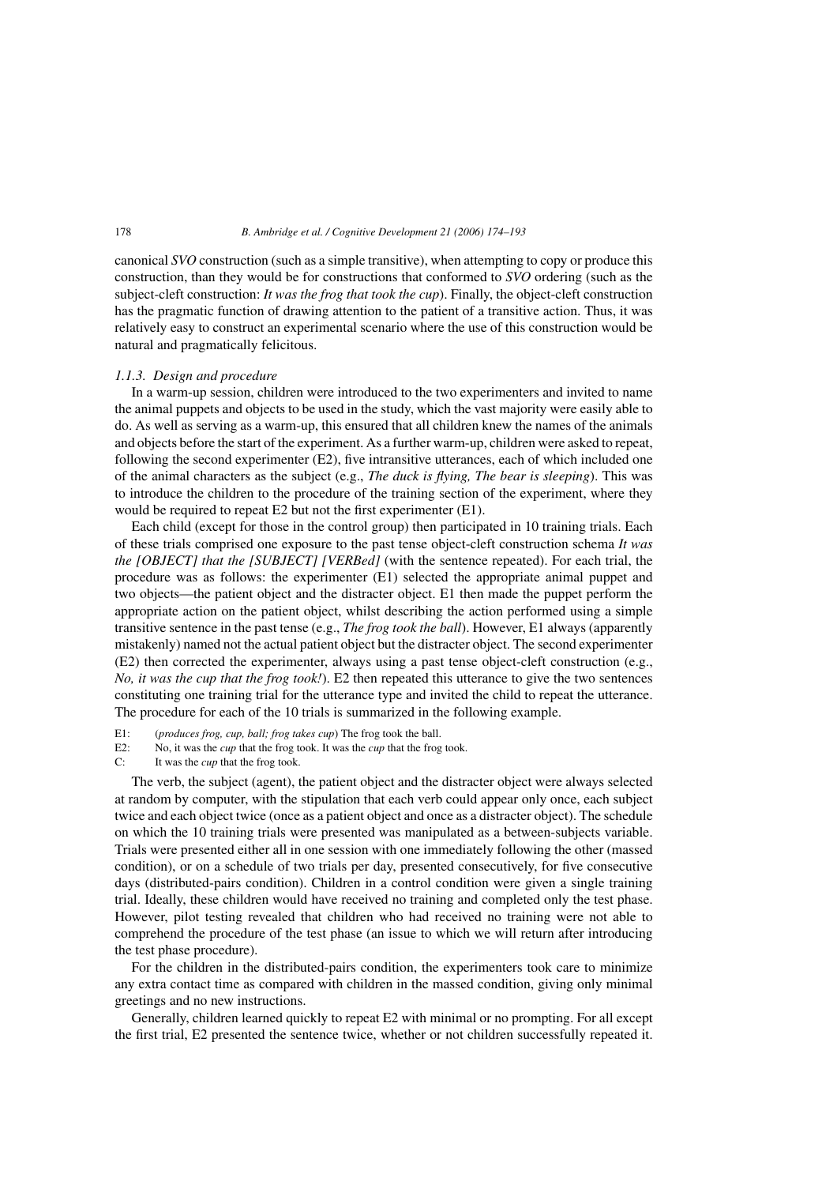canonical *SVO* construction (such as a simple transitive), when attempting to copy or produce this construction, than they would be for constructions that conformed to *SVO* ordering (such as the subject-cleft construction: *It was the frog that took the cup*). Finally, the object-cleft construction has the pragmatic function of drawing attention to the patient of a transitive action. Thus, it was relatively easy to construct an experimental scenario where the use of this construction would be natural and pragmatically felicitous.

### *1.1.3. Design and procedure*

In a warm-up session, children were introduced to the two experimenters and invited to name the animal puppets and objects to be used in the study, which the vast majority were easily able to do. As well as serving as a warm-up, this ensured that all children knew the names of the animals and objects before the start of the experiment. As a further warm-up, children were asked to repeat, following the second experimenter (E2), five intransitive utterances, each of which included one of the animal characters as the subject (e.g., *The duck is flying, The bear is sleeping*). This was to introduce the children to the procedure of the training section of the experiment, where they would be required to repeat E2 but not the first experimenter (E1).

Each child (except for those in the control group) then participated in 10 training trials. Each of these trials comprised one exposure to the past tense object-cleft construction schema *It was the [OBJECT] that the [SUBJECT] [VERBed]* (with the sentence repeated). For each trial, the procedure was as follows: the experimenter (E1) selected the appropriate animal puppet and two objects—the patient object and the distracter object. E1 then made the puppet perform the appropriate action on the patient object, whilst describing the action performed using a simple transitive sentence in the past tense (e.g., *The frog took the ball*). However, E1 always (apparently mistakenly) named not the actual patient object but the distracter object. The second experimenter (E2) then corrected the experimenter, always using a past tense object-cleft construction (e.g., *No, it was the cup that the frog took!*). E2 then repeated this utterance to give the two sentences constituting one training trial for the utterance type and invited the child to repeat the utterance. The procedure for each of the 10 trials is summarized in the following example.

E1: (*produces frog, cup, ball; frog takes cup*) The frog took the ball.
E2: No, it was the *cup* that the frog took. It was the *cup* that the frog took.
C: It was the *cup* that the frog took.

The verb, the subject (agent), the patient object and the distracter object were always selected at random by computer, with the stipulation that each verb could appear only once, each subject twice and each object twice (once as a patient object and once as a distracter object). The schedule on which the 10 training trials were presented was manipulated as a between-subjects variable. Trials were presented either all in one session with one immediately following the other (massed condition), or on a schedule of two trials per day, presented consecutively, for five consecutive days (distributed-pairs condition). Children in a control condition were given a single training trial. Ideally, these children would have received no training and completed only the test phase. However, pilot testing revealed that children who had received no training were not able to comprehend the procedure of the test phase (an issue to which we will return after introducing the test phase procedure).

For the children in the distributed-pairs condition, the experimenters took care to minimize any extra contact time as compared with children in the massed condition, giving only minimal greetings and no new instructions.

Generally, children learned quickly to repeat E2 with minimal or no prompting. For all except the first trial, E2 presented the sentence twice, whether or not children successfully repeated it.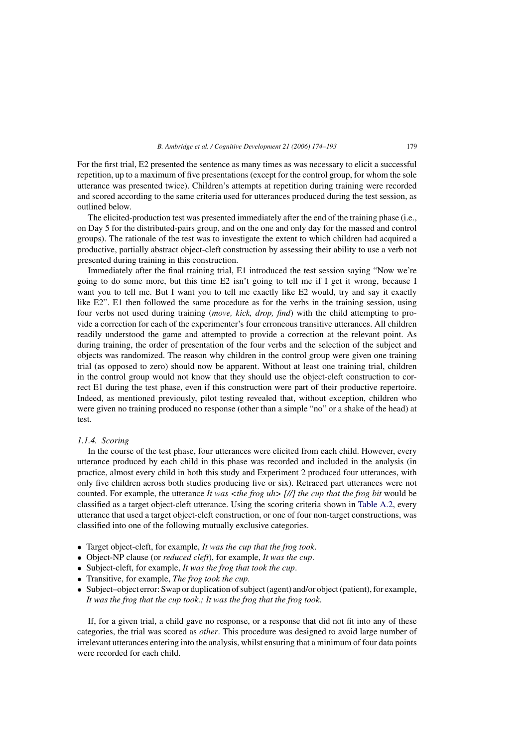For the first trial, E2 presented the sentence as many times as was necessary to elicit a successful repetition, up to a maximum of five presentations (except for the control group, for whom the sole utterance was presented twice). Children's attempts at repetition during training were recorded and scored according to the same criteria used for utterances produced during the test session, as outlined below.

The elicited-production test was presented immediately after the end of the training phase (i.e., on Day 5 for the distributed-pairs group, and on the one and only day for the massed and control groups). The rationale of the test was to investigate the extent to which children had acquired a productive, partially abstract object-cleft construction by assessing their ability to use a verb not presented during training in this construction.

Immediately after the final training trial, E1 introduced the test session saying "Now we're going to do some more, but this time E2 isn't going to tell me if I get it wrong, because I want you to tell me. But I want you to tell me exactly like E2 would, try and say it exactly like E2". E1 then followed the same procedure as for the verbs in the training session, using four verbs not used during training (*move, kick, drop, find*) with the child attempting to provide a correction for each of the experimenter's four erroneous transitive utterances. All children readily understood the game and attempted to provide a correction at the relevant point. As during training, the order of presentation of the four verbs and the selection of the subject and objects was randomized. The reason why children in the control group were given one training trial (as opposed to zero) should now be apparent. Without at least one training trial, children in the control group would not know that they should use the object-cleft construction to correct E1 during the test phase, even if this construction were part of their productive repertoire. Indeed, as mentioned previously, pilot testing revealed that, without exception, children who were given no training produced no response (other than a simple "no" or a shake of the head) at test.

#### 1.1.4. Scoring

In the course of the test phase, four utterances were elicited from each child. However, every utterance produced by each child in this phase was recorded and included in the analysis (in practice, almost every child in both this study and Experiment 2 produced four utterances, with only five children across both studies producing five or six). Retraced part utterances were not counted. For example, the utterance *It was <the frog uh> [//] the cup that the frog bit* would be classified as a target object-cleft utterance. Using the scoring criteria shown in Table A.2, every utterance that used a target object-cleft construction, or one of four non-target constructions, was classified into one of the following mutually exclusive categories.

- Target object-cleft, for example, *It was the cup that the frog took*.
- Object-NP clause (or *reduced cleft*), for example, *It was the cup*.
- Subject-cleft, for example, *It was the frog that took the cup*.
- Transitive, for example, *The frog took the cup.*
- Subject–object error: Swap or duplication of subject (agent) and/or object (patient), for example, *It was the frog that the cup took.; It was the frog that the frog took*.

If, for a given trial, a child gave no response, or a response that did not fit into any of these categories, the trial was scored as *other*. This procedure was designed to avoid large number of irrelevant utterances entering into the analysis, whilst ensuring that a minimum of four data points were recorded for each child.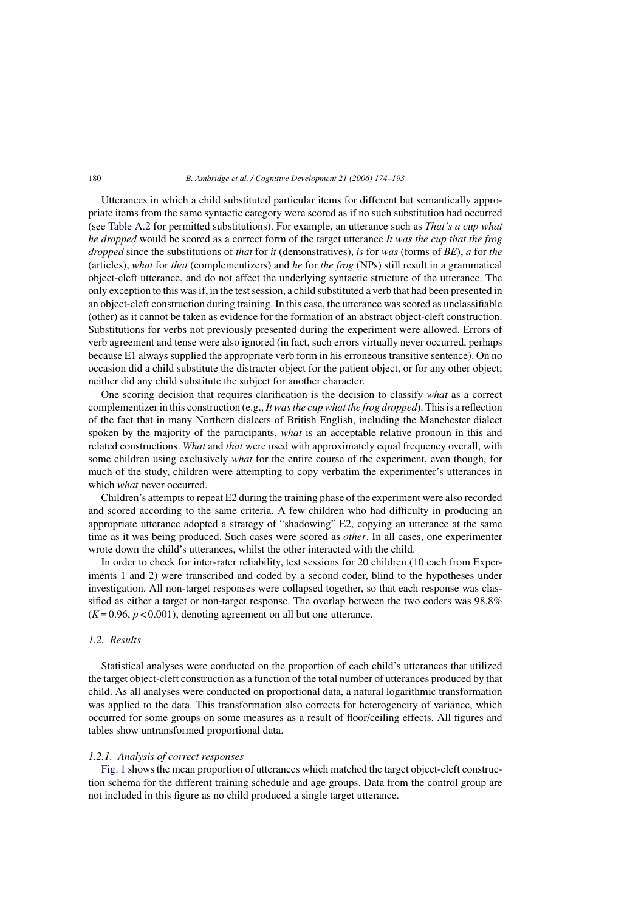Utterances in which a child substituted particular items for different but semantically appropriate items from the same syntactic category were scored as if no such substitution had occurred (see Table A.2 for permitted substitutions). For example, an utterance such as *That's a cup what he dropped* would be scored as a correct form of the target utterance *It was the cup that the frog dropped* since the substitutions of *that* for *it* (demonstratives), *is* for *was* (forms of *BE*), *a* for *the* (articles), *what* for *that* (complementizers) and *he* for *the frog* (NPs) still result in a grammatical object-cleft utterance, and do not affect the underlying syntactic structure of the utterance. The only exception to this was if, in the test session, a child substituted a verb that had been presented in an object-cleft construction during training. In this case, the utterance was scored as unclassifiable (other) as it cannot be taken as evidence for the formation of an abstract object-cleft construction. Substitutions for verbs not previously presented during the experiment were allowed. Errors of verb agreement and tense were also ignored (in fact, such errors virtually never occurred, perhaps because E1 always supplied the appropriate verb form in his erroneous transitive sentence). On no occasion did a child substitute the distracter object for the patient object, or for any other object; neither did any child substitute the subject for another character.

One scoring decision that requires clarification is the decision to classify *what* as a correct complementizer in this construction (e.g., *It was the cup what the frog dropped*). This is a reflection of the fact that in many Northern dialects of British English, including the Manchester dialect spoken by the majority of the participants, *what* is an acceptable relative pronoun in this and related constructions. *What* and *that* were used with approximately equal frequency overall, with some children using exclusively *what* for the entire course of the experiment, even though, for much of the study, children were attempting to copy verbatim the experimenter's utterances in which *what* never occurred.

Children's attempts to repeat E2 during the training phase of the experiment were also recorded and scored according to the same criteria. A few children who had difficulty in producing an appropriate utterance adopted a strategy of "shadowing" E2, copying an utterance at the same time as it was being produced. Such cases were scored as *other*. In all cases, one experimenter wrote down the child's utterances, whilst the other interacted with the child.

In order to check for inter-rater reliability, test sessions for 20 children (10 each from Experiments 1 and 2) were transcribed and coded by a second coder, blind to the hypotheses under investigation. All non-target responses were collapsed together, so that each response was classified as either a target or non-target response. The overlap between the two coders was 98.8% ($K = 0.96$, $p < 0.001$), denoting agreement on all but one utterance.

### *1.2. Results*

Statistical analyses were conducted on the proportion of each child's utterances that utilized the target object-cleft construction as a function of the total number of utterances produced by that child. As all analyses were conducted on proportional data, a natural logarithmic transformation was applied to the data. This transformation also corrects for heterogeneity of variance, which occurred for some groups on some measures as a result of floor/ceiling effects. All figures and tables show untransformed proportional data.

#### *1.2.1. Analysis of correct responses*

Fig. 1 shows the mean proportion of utterances which matched the target object-cleft construction schema for the different training schedule and age groups. Data from the control group are not included in this figure as no child produced a single target utterance.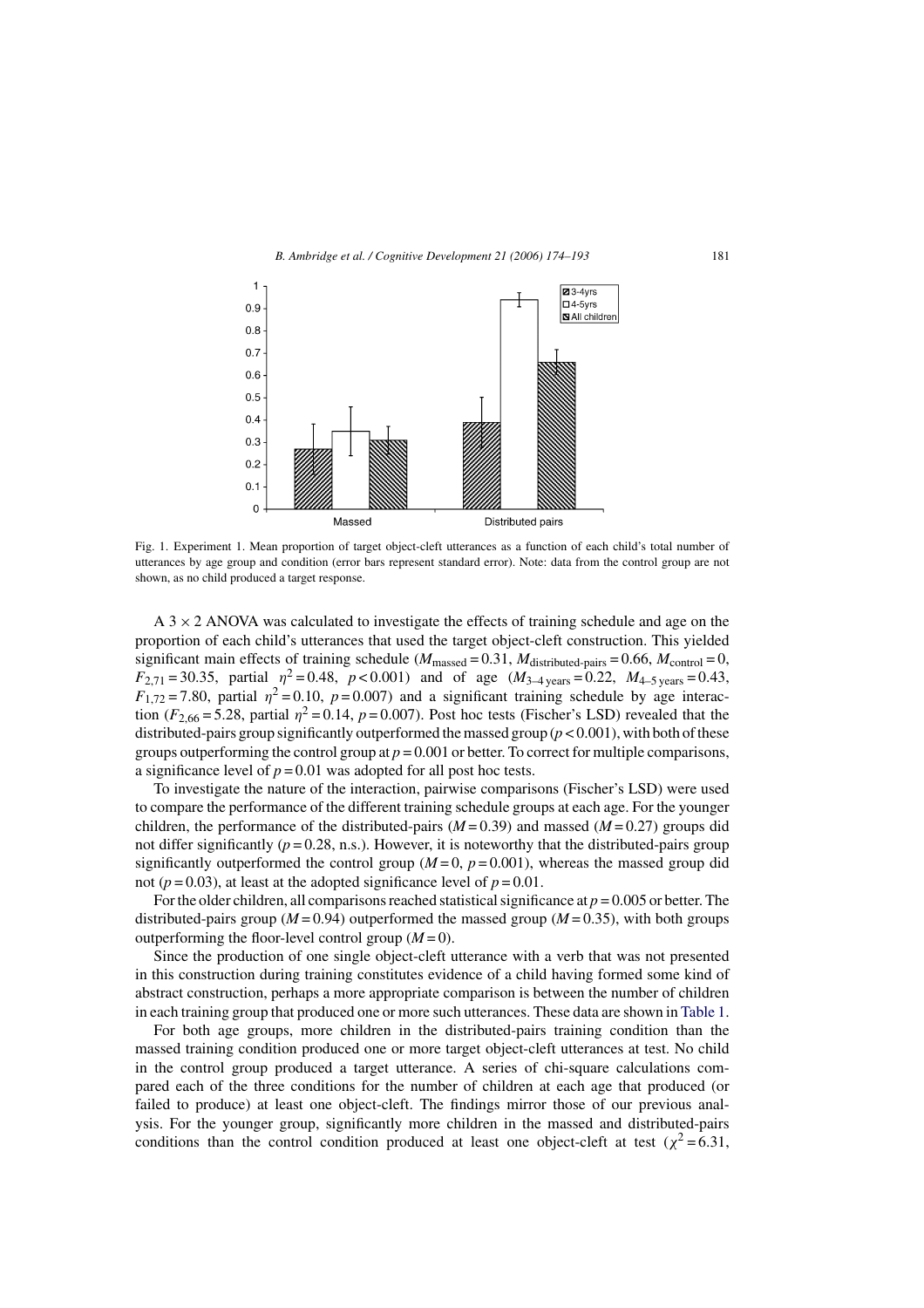Fig. 1. Experiment 1. Mean proportion of target object-cleft utterances as a function of each child's total number of utterances by age group and condition (error bars represent standard error). Note: data from the control group are not shown, as no child produced a target response.

A 3 × 2 ANOVA was calculated to investigate the effects of training schedule and age on the proportion of each child's utterances that used the target object-cleft construction. This yielded significant main effects of training schedule ($M_{\text{massed}} = 0.31$, $M_{\text{distributed-pairs}} = 0.66$, $M_{\text{control}} = 0$, $F_{2,71} = 30.35$, partial $\eta^2 = 0.48$, $p < 0.001$) and of age ($M_{3\text{–}4\text{ years}} = 0.22$, $M_{4\text{–}5\text{ years}} = 0.43$, $F_{1,72} = 7.80$, partial $\eta^2 = 0.10$, $p = 0.007$) and a significant training schedule by age interaction ($F_{2,66} = 5.28$, partial $\eta^2 = 0.14$, $p = 0.007$). Post hoc tests (Fischer's LSD) revealed that the distributed-pairs group significantly outperformed the massed group ($p < 0.001$), with both of these groups outperforming the control group at $p = 0.001$ or better. To correct for multiple comparisons, a significance level of $p = 0.01$ was adopted for all post hoc tests.

To investigate the nature of the interaction, pairwise comparisons (Fischer's LSD) were used to compare the performance of the different training schedule groups at each age. For the younger children, the performance of the distributed-pairs ($M = 0.39$) and massed ($M = 0.27$) groups did not differ significantly ($p = 0.28$, n.s.). However, it is noteworthy that the distributed-pairs group significantly outperformed the control group ($M = 0$, $p = 0.001$), whereas the massed group did not ($p = 0.03$), at least at the adopted significance level of $p = 0.01$.

For the older children, all comparisons reached statistical significance at $p = 0.005$ or better. The distributed-pairs group ($M = 0.94$) outperformed the massed group ($M = 0.35$), with both groups outperforming the floor-level control group ($M = 0$).

Since the production of one single object-cleft utterance with a verb that was not presented in this construction during training constitutes evidence of a child having formed some kind of abstract construction, perhaps a more appropriate comparison is between the number of children in each training group that produced one or more such utterances. These data are shown in Table 1.

For both age groups, more children in the distributed-pairs training condition than the massed training condition produced one or more target object-cleft utterances at test. No child in the control group produced a target utterance. A series of chi-square calculations compared each of the three conditions for the number of children at each age that produced (or failed to produce) at least one object-cleft. The findings mirror those of our previous analysis. For the younger group, significantly more children in the massed and distributed-pairs conditions than the control condition produced at least one object-cleft at test ($\chi^2 = 6.31$,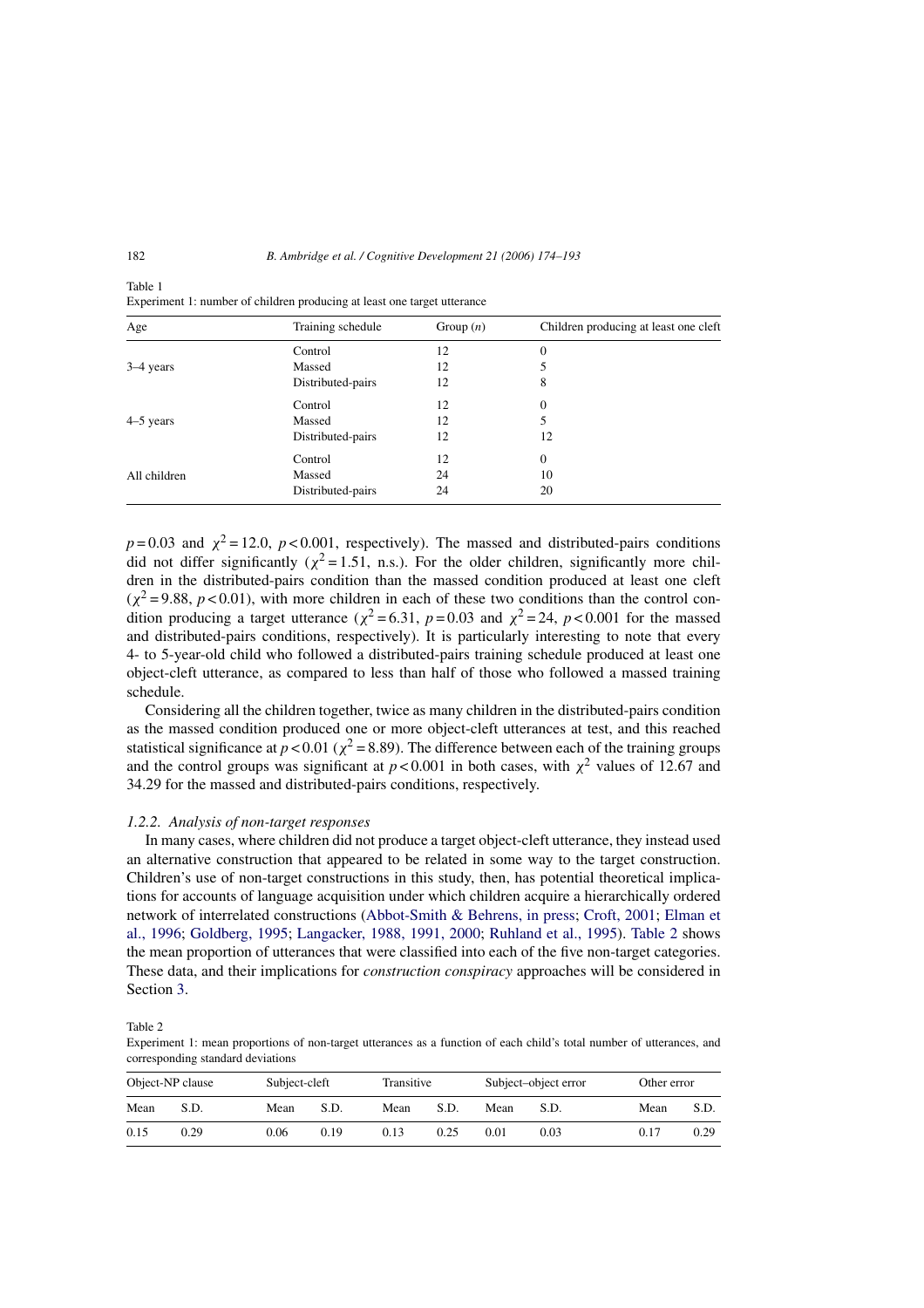Table 1
Experiment 1: number of children producing at least one target utterance

| Age | Training schedule | Group ($n$) | Children producing at least one cleft |
|---|---|---|---|
| 3–4 years | Control | 12 | 0 |
| | Massed | 12 | 5 |
| | Distributed-pairs | 12 | 8 |
| 4–5 years | Control | 12 | 0 |
| | Massed | 12 | 5 |
| | Distributed-pairs | 12 | 12 |
| All children | Control | 12 | 0 |
| | Massed | 24 | 10 |
| | Distributed-pairs | 24 | 20 |

$p = 0.03$ and $\chi^2 = 12.0$, $p < 0.001$, respectively). The massed and distributed-pairs conditions did not differ significantly ($\chi^2 = 1.51$, n.s.). For the older children, significantly more children in the distributed-pairs condition than the massed condition produced at least one cleft ($\chi^2 = 9.88$, $p < 0.01$), with more children in each of these two conditions than the control condition producing a target utterance ($\chi^2 = 6.31$, $p = 0.03$ and $\chi^2 = 24$, $p < 0.001$ for the massed and distributed-pairs conditions, respectively). It is particularly interesting to note that every 4- to 5-year-old child who followed a distributed-pairs training schedule produced at least one object-cleft utterance, as compared to less than half of those who followed a massed training schedule.

Considering all the children together, twice as many children in the distributed-pairs condition as the massed condition produced one or more object-cleft utterances at test, and this reached statistical significance at $p < 0.01$ ($\chi^2 = 8.89$). The difference between each of the training groups and the control groups was significant at $p < 0.001$ in both cases, with $\chi^2$ values of 12.67 and 34.29 for the massed and distributed-pairs conditions, respectively.

### *1.2.2. Analysis of non-target responses*

In many cases, where children did not produce a target object-cleft utterance, they instead used an alternative construction that appeared to be related in some way to the target construction. Children's use of non-target constructions in this study, then, has potential theoretical implications for accounts of language acquisition under which children acquire a hierarchically ordered network of interrelated constructions (Abbot-Smith & Behrens, in press; Croft, 2001; Elman et al., 1996; Goldberg, 1995; Langacker, 1988, 1991, 2000; Ruhland et al., 1995). Table 2 shows the mean proportion of utterances that were classified into each of the five non-target categories. These data, and their implications for *construction conspiracy* approaches will be considered in Section 3.

Table 2
Experiment 1: mean proportions of non-target utterances as a function of each child's total number of utterances, and corresponding standard deviations

| Object-NP clause | | Subject-cleft | | Transitive | | Subject–object error | | Other error | |
|---|---|---|---|---|---|---|---|---|---|
| Mean | S.D. | Mean | S.D. | Mean | S.D. | Mean | S.D. | Mean | S.D. |
| 0.15 | 0.29 | 0.06 | 0.19 | 0.13 | 0.25 | 0.01 | 0.03 | 0.17 | 0.29 |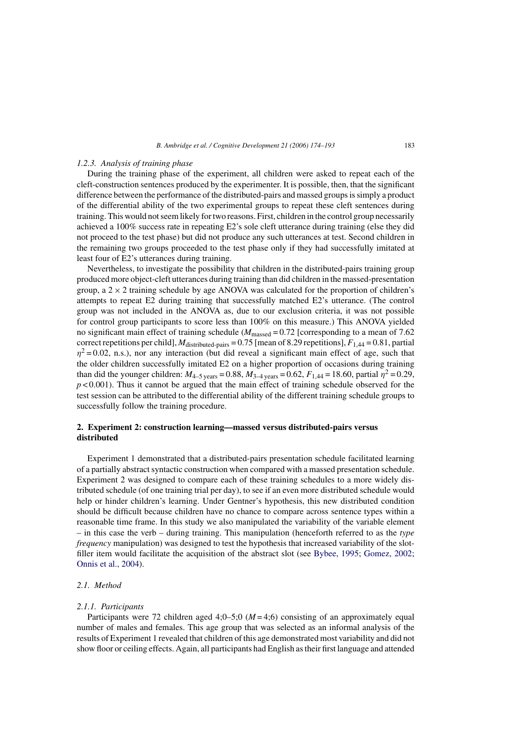### 1.2.3. Analysis of training phase

During the training phase of the experiment, all children were asked to repeat each of the cleft-construction sentences produced by the experimenter. It is possible, then, that the significant difference between the performance of the distributed-pairs and massed groups is simply a product of the differential ability of the two experimental groups to repeat these cleft sentences during training. This would not seem likely for two reasons. First, children in the control group necessarily achieved a 100% success rate in repeating E2's sole cleft utterance during training (else they did not proceed to the test phase) but did not produce any such utterances at test. Second children in the remaining two groups proceeded to the test phase only if they had successfully imitated at least four of E2's utterances during training.

Nevertheless, to investigate the possibility that children in the distributed-pairs training group produced more object-cleft utterances during training than did children in the massed-presentation group, a 2 × 2 training schedule by age ANOVA was calculated for the proportion of children's attempts to repeat E2 during training that successfully matched E2's utterance. (The control group was not included in the ANOVA as, due to our exclusion criteria, it was not possible for control group participants to score less than 100% on this measure.) This ANOVA yielded no significant main effect of training schedule ($M_{\text{massed}} = 0.72$ [corresponding to a mean of 7.62 correct repetitions per child], $M_{\text{distributed-pairs}} = 0.75$ [mean of 8.29 repetitions], $F_{1,44} = 0.81$, partial $\eta^2 = 0.02$, n.s.), nor any interaction (but did reveal a significant main effect of age, such that the older children successfully imitated E2 on a higher proportion of occasions during training than did the younger children: $M_{4\text{–}5\,\text{years}} = 0.88$, $M_{3\text{–}4\,\text{years}} = 0.62$, $F_{1,44} = 18.60$, partial $\eta^2 = 0.29$, $p < 0.001$). Thus it cannot be argued that the main effect of training schedule observed for the test session can be attributed to the differential ability of the different training schedule groups to successfully follow the training procedure.

## 2. Experiment 2: construction learning—massed versus distributed-pairs versus distributed

Experiment 1 demonstrated that a distributed-pairs presentation schedule facilitated learning of a partially abstract syntactic construction when compared with a massed presentation schedule. Experiment 2 was designed to compare each of these training schedules to a more widely distributed schedule (of one training trial per day), to see if an even more distributed schedule would help or hinder children's learning. Under Gentner's hypothesis, this new distributed condition should be difficult because children have no chance to compare across sentence types within a reasonable time frame. In this study we also manipulated the variability of the variable element – in this case the verb – during training. This manipulation (henceforth referred to as the *type frequency* manipulation) was designed to test the hypothesis that increased variability of the slot-filler item would facilitate the acquisition of the abstract slot (see Bybee, 1995; Gomez, 2002; Onnis et al., 2004).

### 2.1. Method

#### 2.1.1. Participants

Participants were 72 children aged 4;0–5;0 ($M = 4;6$) consisting of an approximately equal number of males and females. This age group that was selected as an informal analysis of the results of Experiment 1 revealed that children of this age demonstrated most variability and did not show floor or ceiling effects. Again, all participants had English as their first language and attended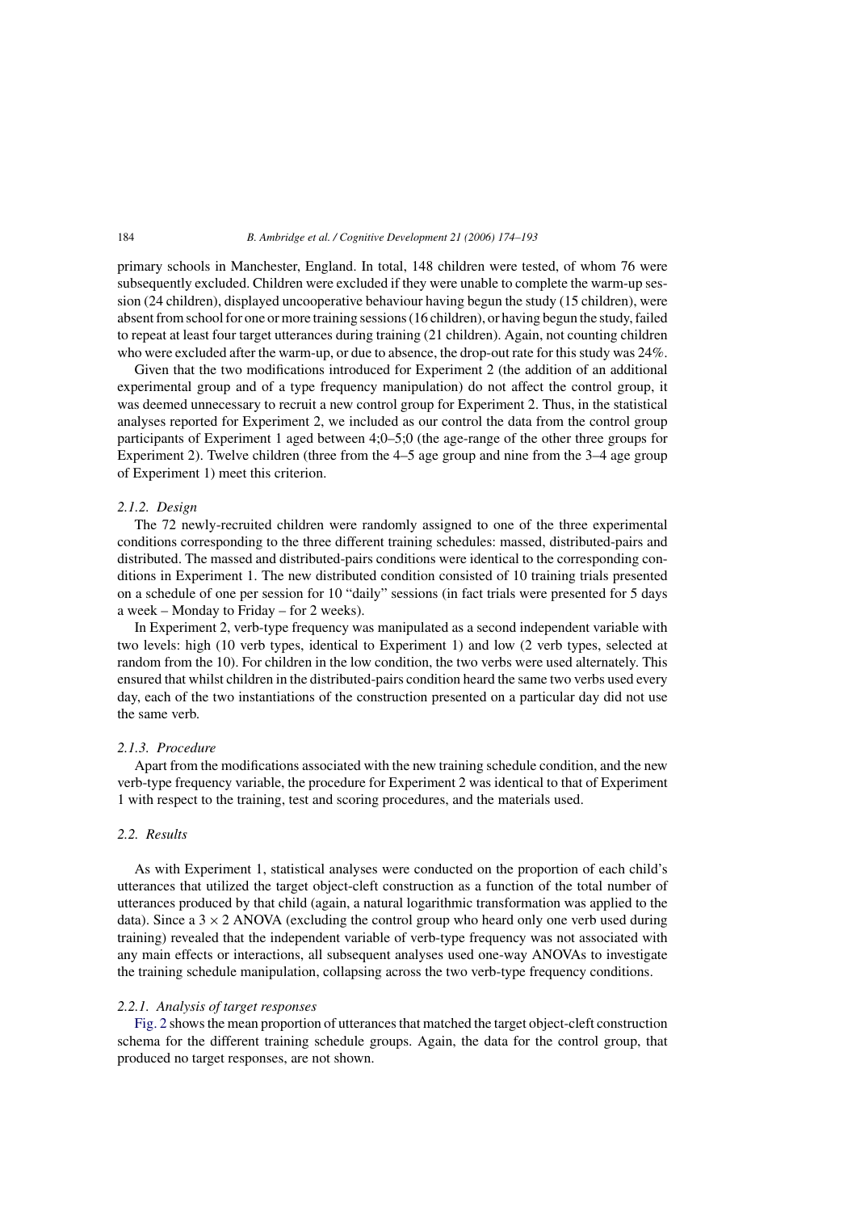primary schools in Manchester, England. In total, 148 children were tested, of whom 76 were subsequently excluded. Children were excluded if they were unable to complete the warm-up session (24 children), displayed uncooperative behaviour having begun the study (15 children), were absent from school for one or more training sessions (16 children), or having begun the study, failed to repeat at least four target utterances during training (21 children). Again, not counting children who were excluded after the warm-up, or due to absence, the drop-out rate for this study was 24%.

Given that the two modifications introduced for Experiment 2 (the addition of an additional experimental group and of a type frequency manipulation) do not affect the control group, it was deemed unnecessary to recruit a new control group for Experiment 2. Thus, in the statistical analyses reported for Experiment 2, we included as our control the data from the control group participants of Experiment 1 aged between 4;0–5;0 (the age-range of the other three groups for Experiment 2). Twelve children (three from the 4–5 age group and nine from the 3–4 age group of Experiment 1) meet this criterion.

### *2.1.2. Design*

The 72 newly-recruited children were randomly assigned to one of the three experimental conditions corresponding to the three different training schedules: massed, distributed-pairs and distributed. The massed and distributed-pairs conditions were identical to the corresponding conditions in Experiment 1. The new distributed condition consisted of 10 training trials presented on a schedule of one per session for 10 "daily" sessions (in fact trials were presented for 5 days a week – Monday to Friday – for 2 weeks).

In Experiment 2, verb-type frequency was manipulated as a second independent variable with two levels: high (10 verb types, identical to Experiment 1) and low (2 verb types, selected at random from the 10). For children in the low condition, the two verbs were used alternately. This ensured that whilst children in the distributed-pairs condition heard the same two verbs used every day, each of the two instantiations of the construction presented on a particular day did not use the same verb.

### *2.1.3. Procedure*

Apart from the modifications associated with the new training schedule condition, and the new verb-type frequency variable, the procedure for Experiment 2 was identical to that of Experiment 1 with respect to the training, test and scoring procedures, and the materials used.

## *2.2. Results*

As with Experiment 1, statistical analyses were conducted on the proportion of each child's utterances that utilized the target object-cleft construction as a function of the total number of utterances produced by that child (again, a natural logarithmic transformation was applied to the data). Since a $3 \times 2$ ANOVA (excluding the control group who heard only one verb used during training) revealed that the independent variable of verb-type frequency was not associated with any main effects or interactions, all subsequent analyses used one-way ANOVAs to investigate the training schedule manipulation, collapsing across the two verb-type frequency conditions.

### *2.2.1. Analysis of target responses*

Fig. 2 shows the mean proportion of utterances that matched the target object-cleft construction schema for the different training schedule groups. Again, the data for the control group, that produced no target responses, are not shown.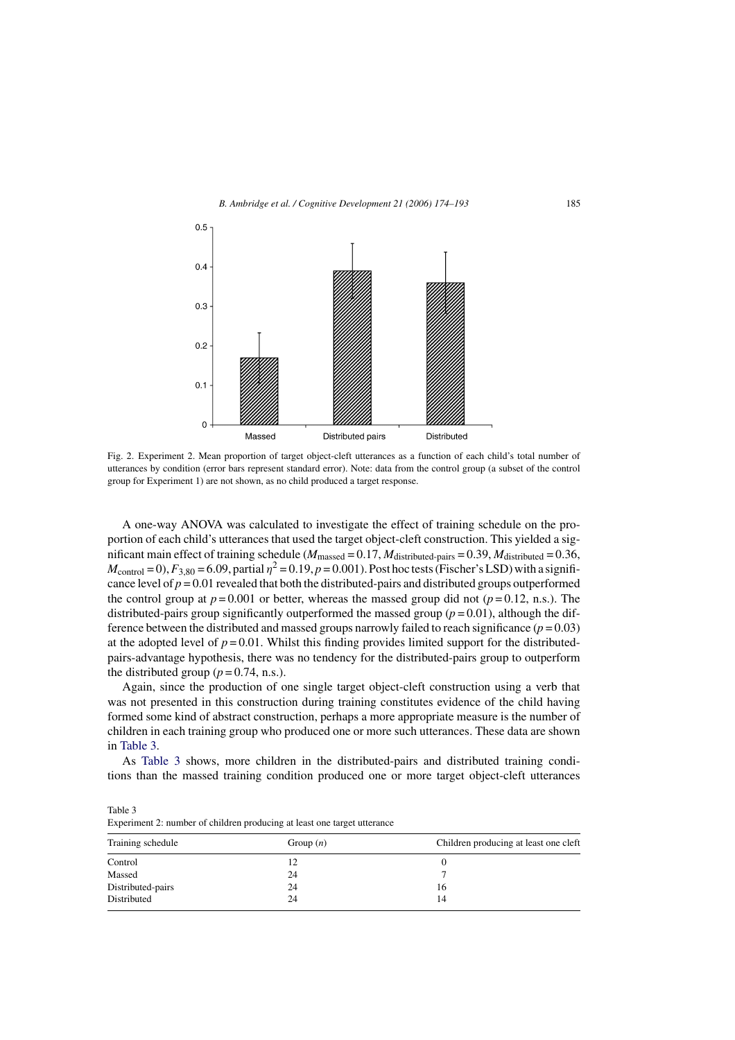Fig. 2. Experiment 2. Mean proportion of target object-cleft utterances as a function of each child's total number of utterances by condition (error bars represent standard error). Note: data from the control group (a subset of the control group for Experiment 1) are not shown, as no child produced a target response.

A one-way ANOVA was calculated to investigate the effect of training schedule on the proportion of each child's utterances that used the target object-cleft construction. This yielded a significant main effect of training schedule ($M_{\text{massed}} = 0.17$, $M_{\text{distributed-pairs}} = 0.39$, $M_{\text{distributed}} = 0.36$, $M_{\text{control}} = 0$), $F_{3,80} = 6.09$, partial $\eta^2 = 0.19$, $p = 0.001$). Post hoc tests (Fischer's LSD) with a significance level of $p = 0.01$ revealed that both the distributed-pairs and distributed groups outperformed the control group at $p = 0.001$ or better, whereas the massed group did not ($p = 0.12$, n.s.). The distributed-pairs group significantly outperformed the massed group ($p = 0.01$), although the difference between the distributed and massed groups narrowly failed to reach significance ($p = 0.03$) at the adopted level of $p = 0.01$. Whilst this finding provides limited support for the distributed-pairs-advantage hypothesis, there was no tendency for the distributed-pairs group to outperform the distributed group ($p = 0.74$, n.s.).

Again, since the production of one single target object-cleft construction using a verb that was not presented in this construction during training constitutes evidence of the child having formed some kind of abstract construction, perhaps a more appropriate measure is the number of children in each training group who produced one or more such utterances. These data are shown in Table 3.

As Table 3 shows, more children in the distributed-pairs and distributed training conditions than the massed training condition produced one or more target object-cleft utterances

Table 3
Experiment 2: number of children producing at least one target utterance

| Training schedule | Group ($n$) | Children producing at least one cleft |
|---|---|---|
| Control | 12 | 0 |
| Massed | 24 | 7 |
| Distributed-pairs | 24 | 16 |
| Distributed | 24 | 14 |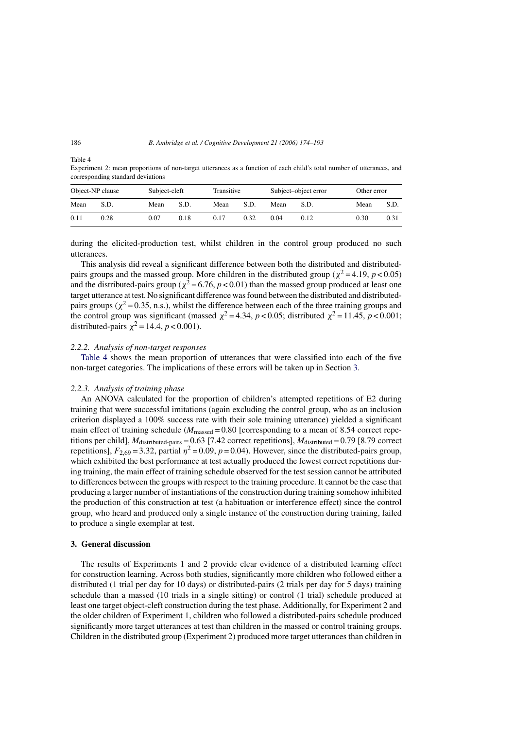Table 4
Experiment 2: mean proportions of non-target utterances as a function of each child's total number of utterances, and corresponding standard deviations

| Object-NP clause | | Subject-cleft | | Transitive | | Subject–object error | | Other error | |
|---|---|---|---|---|---|---|---|---|---|
| Mean | S.D. | Mean | S.D. | Mean | S.D. | Mean | S.D. | Mean | S.D. |
| 0.11 | 0.28 | 0.07 | 0.18 | 0.17 | 0.32 | 0.04 | 0.12 | 0.30 | 0.31 |

during the elicited-production test, whilst children in the control group produced no such utterances.

This analysis did reveal a significant difference between both the distributed and distributed-pairs groups and the massed group. More children in the distributed group ($\chi^2 = 4.19$, $p < 0.05$) and the distributed-pairs group ($\chi^2 = 6.76$, $p < 0.01$) than the massed group produced at least one target utterance at test. No significant difference was found between the distributed and distributed-pairs groups ($\chi^2 = 0.35$, n.s.), whilst the difference between each of the three training groups and the control group was significant (massed $\chi^2 = 4.34$, $p < 0.05$; distributed $\chi^2 = 11.45$, $p < 0.001$; distributed-pairs $\chi^2 = 14.4$, $p < 0.001$).

### *2.2.2. Analysis of non-target responses*

Table 4 shows the mean proportion of utterances that were classified into each of the five non-target categories. The implications of these errors will be taken up in Section 3.

### *2.2.3. Analysis of training phase*

An ANOVA calculated for the proportion of children's attempted repetitions of E2 during training that were successful imitations (again excluding the control group, who as an inclusion criterion displayed a 100% success rate with their sole training utterance) yielded a significant main effect of training schedule ($M_{\text{massed}} = 0.80$ [corresponding to a mean of 8.54 correct repetitions per child], $M_{\text{distributed-pairs}} = 0.63$ [7.42 correct repetitions], $M_{\text{distributed}} = 0.79$ [8.79 correct repetitions], $F_{2,69} = 3.32$, partial $\eta^2 = 0.09$, $p = 0.04$). However, since the distributed-pairs group, which exhibited the best performance at test actually produced the fewest correct repetitions during training, the main effect of training schedule observed for the test session cannot be attributed to differences between the groups with respect to the training procedure. It cannot be the case that producing a larger number of instantiations of the construction during training somehow inhibited the production of this construction at test (a habituation or interference effect) since the control group, who heard and produced only a single instance of the construction during training, failed to produce a single exemplar at test.

## 3. General discussion

The results of Experiments 1 and 2 provide clear evidence of a distributed learning effect for construction learning. Across both studies, significantly more children who followed either a distributed (1 trial per day for 10 days) or distributed-pairs (2 trials per day for 5 days) training schedule than a massed (10 trials in a single sitting) or control (1 trial) schedule produced at least one target object-cleft construction during the test phase. Additionally, for Experiment 2 and the older children of Experiment 1, children who followed a distributed-pairs schedule produced significantly more target utterances at test than children in the massed or control training groups. Children in the distributed group (Experiment 2) produced more target utterances than children in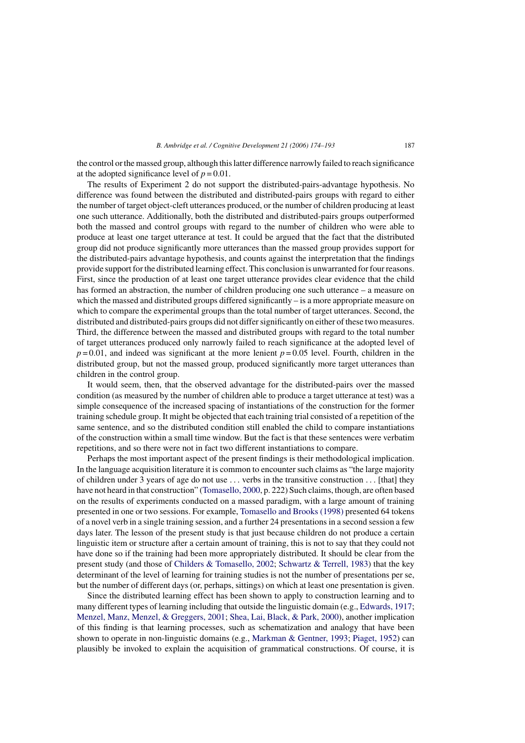the control or the massed group, although this latter difference narrowly failed to reach significance at the adopted significance level of $p = 0.01$.

The results of Experiment 2 do not support the distributed-pairs-advantage hypothesis. No difference was found between the distributed and distributed-pairs groups with regard to either the number of target object-cleft utterances produced, or the number of children producing at least one such utterance. Additionally, both the distributed and distributed-pairs groups outperformed both the massed and control groups with regard to the number of children who were able to produce at least one target utterance at test. It could be argued that the fact that the distributed group did not produce significantly more utterances than the massed group provides support for the distributed-pairs advantage hypothesis, and counts against the interpretation that the findings provide support for the distributed learning effect. This conclusion is unwarranted for four reasons. First, since the production of at least one target utterance provides clear evidence that the child has formed an abstraction, the number of children producing one such utterance – a measure on which the massed and distributed groups differed significantly – is a more appropriate measure on which to compare the experimental groups than the total number of target utterances. Second, the distributed and distributed-pairs groups did not differ significantly on either of these two measures. Third, the difference between the massed and distributed groups with regard to the total number of target utterances produced only narrowly failed to reach significance at the adopted level of $p = 0.01$, and indeed was significant at the more lenient $p = 0.05$ level. Fourth, children in the distributed group, but not the massed group, produced significantly more target utterances than children in the control group.

It would seem, then, that the observed advantage for the distributed-pairs over the massed condition (as measured by the number of children able to produce a target utterance at test) was a simple consequence of the increased spacing of instantiations of the construction for the former training schedule group. It might be objected that each training trial consisted of a repetition of the same sentence, and so the distributed condition still enabled the child to compare instantiations of the construction within a small time window. But the fact is that these sentences were verbatim repetitions, and so there were not in fact two different instantiations to compare.

Perhaps the most important aspect of the present findings is their methodological implication. In the language acquisition literature it is common to encounter such claims as "the large majority of children under 3 years of age do not use . . . verbs in the transitive construction . . . [that] they have not heard in that construction" (Tomasello, 2000, p. 222) Such claims, though, are often based on the results of experiments conducted on a massed paradigm, with a large amount of training presented in one or two sessions. For example, Tomasello and Brooks (1998) presented 64 tokens of a novel verb in a single training session, and a further 24 presentations in a second session a few days later. The lesson of the present study is that just because children do not produce a certain linguistic item or structure after a certain amount of training, this is not to say that they could not have done so if the training had been more appropriately distributed. It should be clear from the present study (and those of Childers & Tomasello, 2002; Schwartz & Terrell, 1983) that the key determinant of the level of learning for training studies is not the number of presentations per se, but the number of different days (or, perhaps, sittings) on which at least one presentation is given.

Since the distributed learning effect has been shown to apply to construction learning and to many different types of learning including that outside the linguistic domain (e.g., Edwards, 1917; Menzel, Manz, Menzel, & Greggers, 2001; Shea, Lai, Black, & Park, 2000), another implication of this finding is that learning processes, such as schematization and analogy that have been shown to operate in non-linguistic domains (e.g., Markman & Gentner, 1993; Piaget, 1952) can plausibly be invoked to explain the acquisition of grammatical constructions. Of course, it is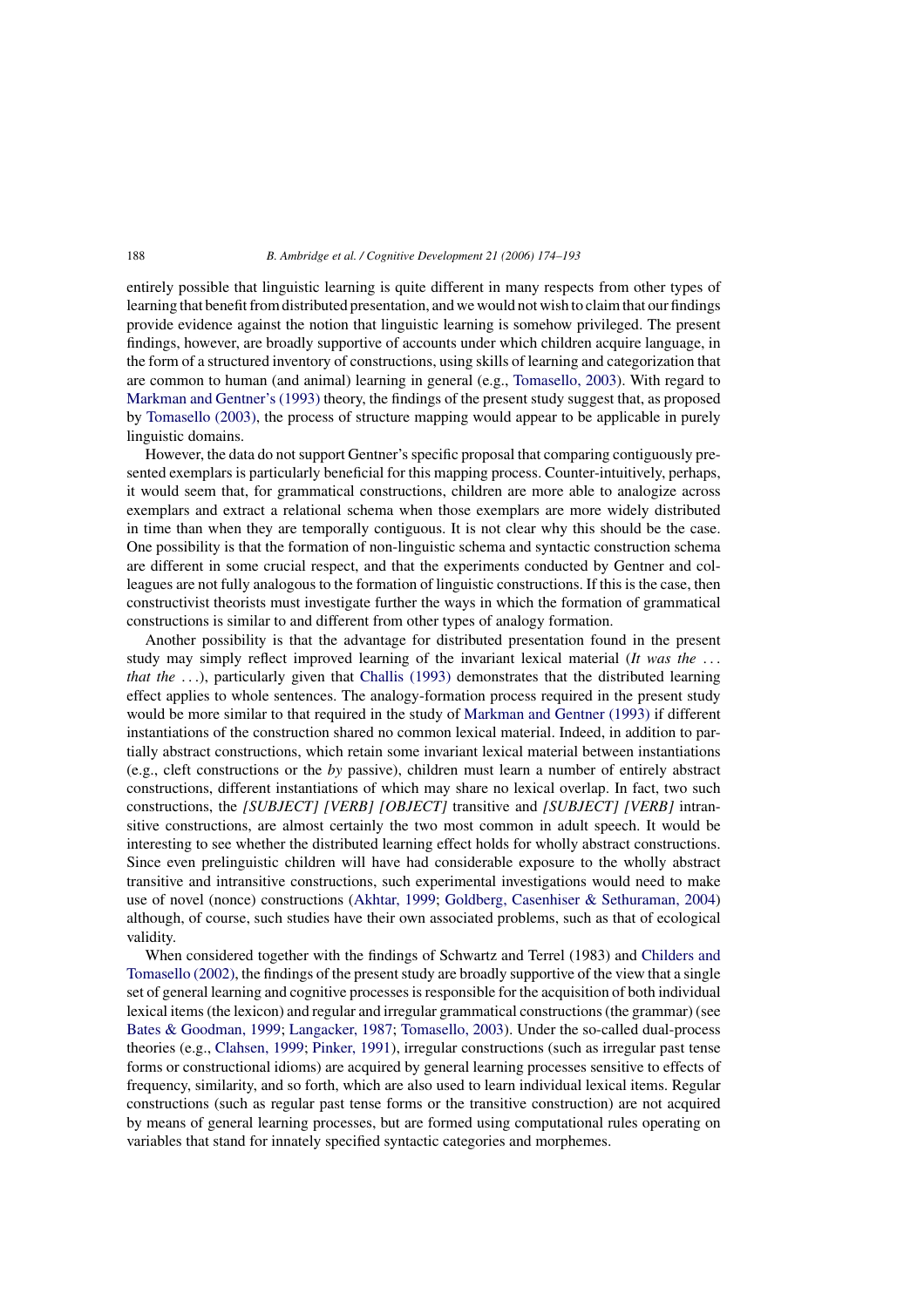entirely possible that linguistic learning is quite different in many respects from other types of learning that benefit from distributed presentation, and we would not wish to claim that our findings provide evidence against the notion that linguistic learning is somehow privileged. The present findings, however, are broadly supportive of accounts under which children acquire language, in the form of a structured inventory of constructions, using skills of learning and categorization that are common to human (and animal) learning in general (e.g., Tomasello, 2003). With regard to Markman and Gentner's (1993) theory, the findings of the present study suggest that, as proposed by Tomasello (2003), the process of structure mapping would appear to be applicable in purely linguistic domains.

However, the data do not support Gentner's specific proposal that comparing contiguously presented exemplars is particularly beneficial for this mapping process. Counter-intuitively, perhaps, it would seem that, for grammatical constructions, children are more able to analogize across exemplars and extract a relational schema when those exemplars are more widely distributed in time than when they are temporally contiguous. It is not clear why this should be the case. One possibility is that the formation of non-linguistic schema and syntactic construction schema are different in some crucial respect, and that the experiments conducted by Gentner and colleagues are not fully analogous to the formation of linguistic constructions. If this is the case, then constructivist theorists must investigate further the ways in which the formation of grammatical constructions is similar to and different from other types of analogy formation.

Another possibility is that the advantage for distributed presentation found in the present study may simply reflect improved learning of the invariant lexical material (*It was the ... that the ...*), particularly given that Challis (1993) demonstrates that the distributed learning effect applies to whole sentences. The analogy-formation process required in the present study would be more similar to that required in the study of Markman and Gentner (1993) if different instantiations of the construction shared no common lexical material. Indeed, in addition to partially abstract constructions, which retain some invariant lexical material between instantiations (e.g., cleft constructions or the *by* passive), children must learn a number of entirely abstract constructions, different instantiations of which may share no lexical overlap. In fact, two such constructions, the *[SUBJECT] [VERB] [OBJECT]* transitive and *[SUBJECT] [VERB]* intransitive constructions, are almost certainly the two most common in adult speech. It would be interesting to see whether the distributed learning effect holds for wholly abstract constructions. Since even prelinguistic children will have had considerable exposure to the wholly abstract transitive and intransitive constructions, such experimental investigations would need to make use of novel (nonce) constructions (Akhtar, 1999; Goldberg, Casenhiser & Sethuraman, 2004) although, of course, such studies have their own associated problems, such as that of ecological validity.

When considered together with the findings of Schwartz and Terrel (1983) and Childers and Tomasello (2002), the findings of the present study are broadly supportive of the view that a single set of general learning and cognitive processes is responsible for the acquisition of both individual lexical items (the lexicon) and regular and irregular grammatical constructions (the grammar) (see Bates & Goodman, 1999; Langacker, 1987; Tomasello, 2003). Under the so-called dual-process theories (e.g., Clahsen, 1999; Pinker, 1991), irregular constructions (such as irregular past tense forms or constructional idioms) are acquired by general learning processes sensitive to effects of frequency, similarity, and so forth, which are also used to learn individual lexical items. Regular constructions (such as regular past tense forms or the transitive construction) are not acquired by means of general learning processes, but are formed using computational rules operating on variables that stand for innately specified syntactic categories and morphemes.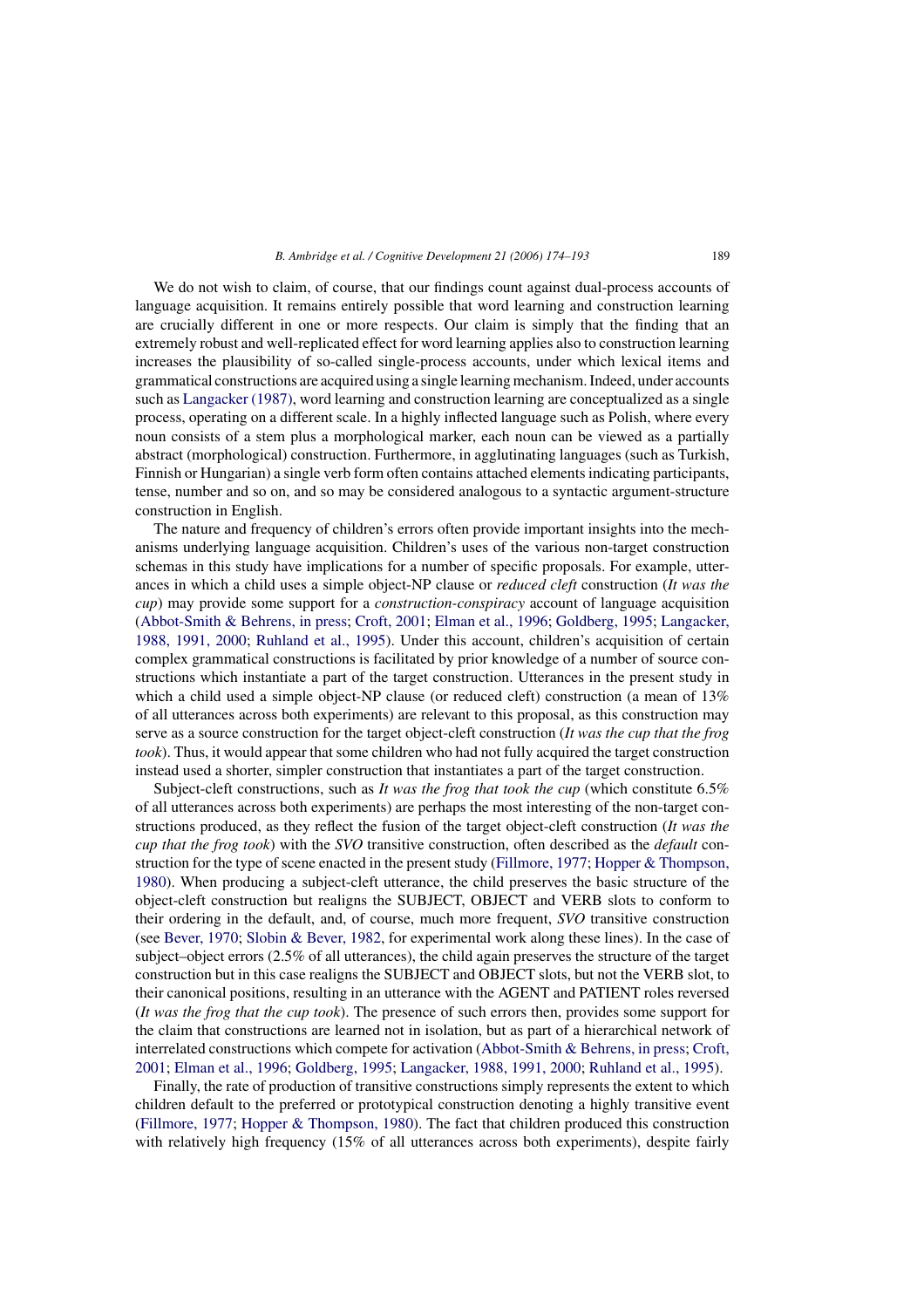We do not wish to claim, of course, that our findings count against dual-process accounts of language acquisition. It remains entirely possible that word learning and construction learning are crucially different in one or more respects. Our claim is simply that the finding that an extremely robust and well-replicated effect for word learning applies also to construction learning increases the plausibility of so-called single-process accounts, under which lexical items and grammatical constructions are acquired using a single learning mechanism. Indeed, under accounts such as Langacker (1987), word learning and construction learning are conceptualized as a single process, operating on a different scale. In a highly inflected language such as Polish, where every noun consists of a stem plus a morphological marker, each noun can be viewed as a partially abstract (morphological) construction. Furthermore, in agglutinating languages (such as Turkish, Finnish or Hungarian) a single verb form often contains attached elements indicating participants, tense, number and so on, and so may be considered analogous to a syntactic argument-structure construction in English.

The nature and frequency of children's errors often provide important insights into the mechanisms underlying language acquisition. Children's uses of the various non-target construction schemas in this study have implications for a number of specific proposals. For example, utterances in which a child uses a simple object-NP clause or *reduced cleft* construction (*It was the cup*) may provide some support for a *construction-conspiracy* account of language acquisition (Abbot-Smith & Behrens, in press; Croft, 2001; Elman et al., 1996; Goldberg, 1995; Langacker, 1988, 1991, 2000; Ruhland et al., 1995). Under this account, children's acquisition of certain complex grammatical constructions is facilitated by prior knowledge of a number of source constructions which instantiate a part of the target construction. Utterances in the present study in which a child used a simple object-NP clause (or reduced cleft) construction (a mean of 13% of all utterances across both experiments) are relevant to this proposal, as this construction may serve as a source construction for the target object-cleft construction (*It was the cup that the frog took*). Thus, it would appear that some children who had not fully acquired the target construction instead used a shorter, simpler construction that instantiates a part of the target construction.

Subject-cleft constructions, such as *It was the frog that took the cup* (which constitute 6.5% of all utterances across both experiments) are perhaps the most interesting of the non-target constructions produced, as they reflect the fusion of the target object-cleft construction (*It was the cup that the frog took*) with the *SVO* transitive construction, often described as the *default* construction for the type of scene enacted in the present study (Fillmore, 1977; Hopper & Thompson, 1980). When producing a subject-cleft utterance, the child preserves the basic structure of the object-cleft construction but realigns the SUBJECT, OBJECT and VERB slots to conform to their ordering in the default, and, of course, much more frequent, *SVO* transitive construction (see Bever, 1970; Slobin & Bever, 1982, for experimental work along these lines). In the case of subject–object errors (2.5% of all utterances), the child again preserves the structure of the target construction but in this case realigns the SUBJECT and OBJECT slots, but not the VERB slot, to their canonical positions, resulting in an utterance with the AGENT and PATIENT roles reversed (*It was the frog that the cup took*). The presence of such errors then, provides some support for the claim that constructions are learned not in isolation, but as part of a hierarchical network of interrelated constructions which compete for activation (Abbot-Smith & Behrens, in press; Croft, 2001; Elman et al., 1996; Goldberg, 1995; Langacker, 1988, 1991, 2000; Ruhland et al., 1995).

Finally, the rate of production of transitive constructions simply represents the extent to which children default to the preferred or prototypical construction denoting a highly transitive event (Fillmore, 1977; Hopper & Thompson, 1980). The fact that children produced this construction with relatively high frequency (15% of all utterances across both experiments), despite fairly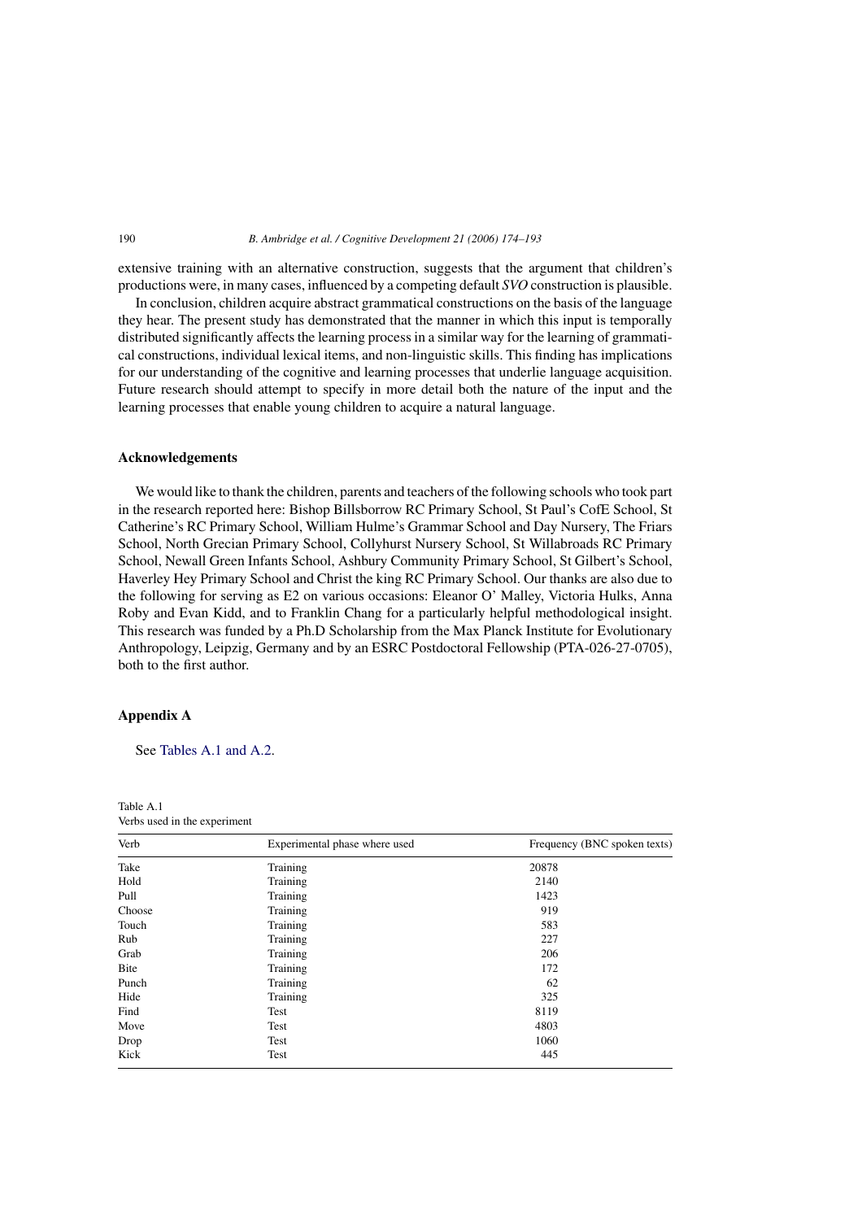extensive training with an alternative construction, suggests that the argument that children's productions were, in many cases, influenced by a competing default *SVO* construction is plausible.

In conclusion, children acquire abstract grammatical constructions on the basis of the language they hear. The present study has demonstrated that the manner in which this input is temporally distributed significantly affects the learning process in a similar way for the learning of grammatical constructions, individual lexical items, and non-linguistic skills. This finding has implications for our understanding of the cognitive and learning processes that underlie language acquisition. Future research should attempt to specify in more detail both the nature of the input and the learning processes that enable young children to acquire a natural language.

## Acknowledgements

We would like to thank the children, parents and teachers of the following schools who took part in the research reported here: Bishop Billsborrow RC Primary School, St Paul's CofE School, St Catherine's RC Primary School, William Hulme's Grammar School and Day Nursery, The Friars School, North Grecian Primary School, Collyhurst Nursery School, St Willabroads RC Primary School, Newall Green Infants School, Ashbury Community Primary School, St Gilbert's School, Haverley Hey Primary School and Christ the king RC Primary School. Our thanks are also due to the following for serving as E2 on various occasions: Eleanor O' Malley, Victoria Hulks, Anna Roby and Evan Kidd, and to Franklin Chang for a particularly helpful methodological insight. This research was funded by a Ph.D Scholarship from the Max Planck Institute for Evolutionary Anthropology, Leipzig, Germany and by an ESRC Postdoctoral Fellowship (PTA-026-27-0705), both to the first author.

## Appendix A

See Tables A.1 and A.2.

Table A.1
Verbs used in the experiment

| Verb | Experimental phase where used | Frequency (BNC spoken texts) |
|---|---|---|
| Take | Training | 20878 |
| Hold | Training | 2140 |
| Pull | Training | 1423 |
| Choose | Training | 919 |
| Touch | Training | 583 |
| Rub | Training | 227 |
| Grab | Training | 206 |
| Bite | Training | 172 |
| Punch | Training | 62 |
| Hide | Training | 325 |
| Find | Test | 8119 |
| Move | Test | 4803 |
| Drop | Test | 1060 |
| Kick | Test | 445 |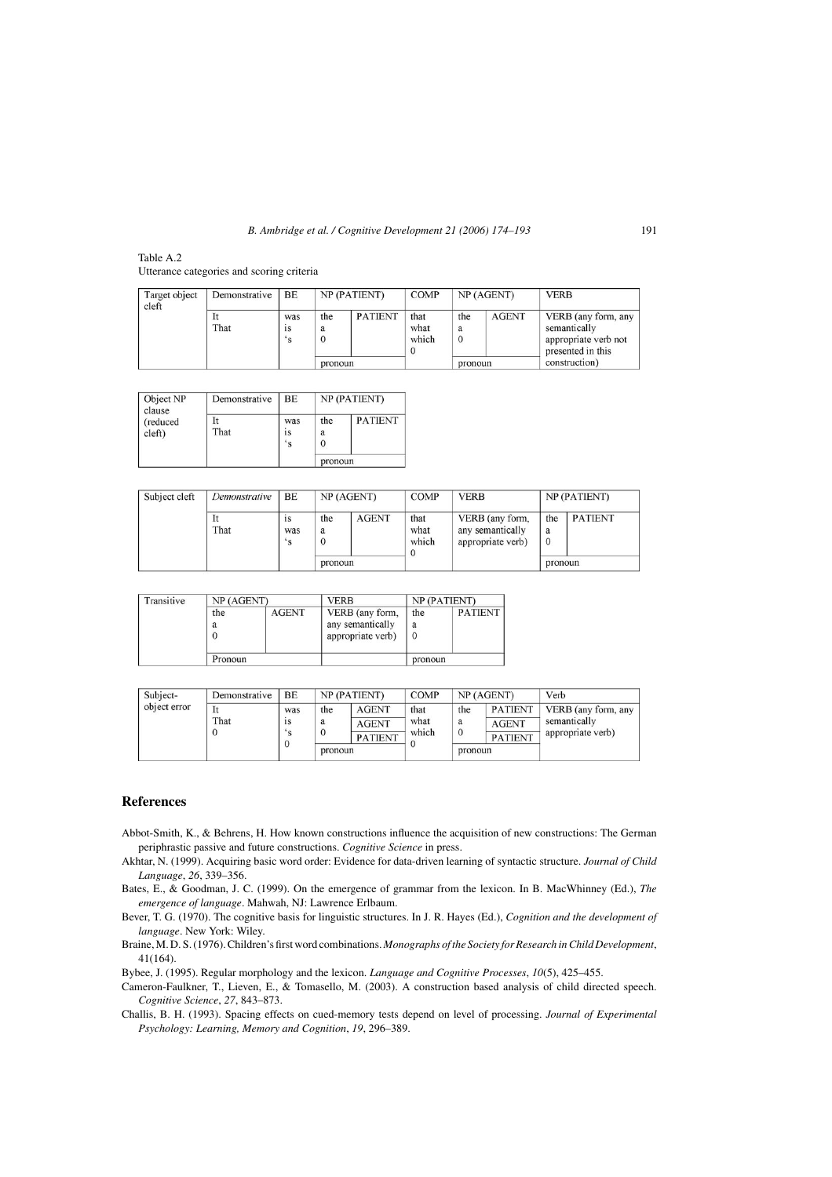Table A.2
Utterance categories and scoring criteria

| Target object cleft | Demonstrative | BE | NP (PATIENT) | | COMP | NP (AGENT) | | VERB |
|---|---|---|---|---|---|---|---|---|
| | It<br>That | was<br>is<br>'s | the<br>a<br>0 | PATIENT | that<br>what<br>which<br>0 | the<br>a<br>0 | AGENT | VERB (any form, any semantically appropriate verb not presented in this construction) |
| | | | pronoun | | | pronoun | | |

| Object NP clause (reduced cleft) | Demonstrative | BE | NP (PATIENT) | |
|---|---|---|---|---|
| | It<br>That | was<br>is<br>'s | the<br>a<br>0 | PATIENT |
| | | | pronoun | |

| Subject cleft | *Demonstrative* | BE | NP (AGENT) | | COMP | VERB | NP (PATIENT) | |
|---|---|---|---|---|---|---|---|---|
| | It<br>That | is<br>was<br>'s | the<br>a<br>0 | AGENT | that<br>what<br>which<br>0 | VERB (any form, any semantically appropriate verb) | the<br>a<br>0 | PATIENT |
| | | | pronoun | | | | pronoun | |

| Transitive | NP (AGENT) | | VERB | NP (PATIENT) | |
|---|---|---|---|---|---|
| | the<br>a<br>0 | AGENT | VERB (any form, any semantically appropriate verb) | the<br>a<br>0 | PATIENT |
| | Pronoun | | | pronoun | |

| Subject-object error | Demonstrative | BE | NP (PATIENT) | | COMP | NP (AGENT) | | Verb |
|---|---|---|---|---|---|---|---|---|
| | It<br>That<br>0 | was<br>is<br>'s<br>0 | the<br>a<br>0 | AGENT<br>AGENT<br>PATIENT | that<br>what<br>which<br>0 | the<br>a<br>0 | PATIENT<br>AGENT<br>PATIENT | VERB (any form, any semantically appropriate verb) |
| | | | pronoun | | | pronoun | | |

## References

Abbot-Smith, K., & Behrens, H. How known constructions influence the acquisition of new constructions: The German periphrastic passive and future constructions. *Cognitive Science* in press.

Akhtar, N. (1999). Acquiring basic word order: Evidence for data-driven learning of syntactic structure. *Journal of Child Language*, *26*, 339–356.

Bates, E., & Goodman, J. C. (1999). On the emergence of grammar from the lexicon. In B. MacWhinney (Ed.), *The emergence of language*. Mahwah, NJ: Lawrence Erlbaum.

Bever, T. G. (1970). The cognitive basis for linguistic structures. In J. R. Hayes (Ed.), *Cognition and the development of language*. New York: Wiley.

Braine, M. D. S. (1976). Children's first word combinations. *Monographs of the Society for Research in Child Development*, 41(164).

Bybee, J. (1995). Regular morphology and the lexicon. *Language and Cognitive Processes*, *10*(5), 425–455.

Cameron-Faulkner, T., Lieven, E., & Tomasello, M. (2003). A construction based analysis of child directed speech. *Cognitive Science*, *27*, 843–873.

Challis, B. H. (1993). Spacing effects on cued-memory tests depend on level of processing. *Journal of Experimental Psychology: Learning, Memory and Cognition*, *19*, 296–389.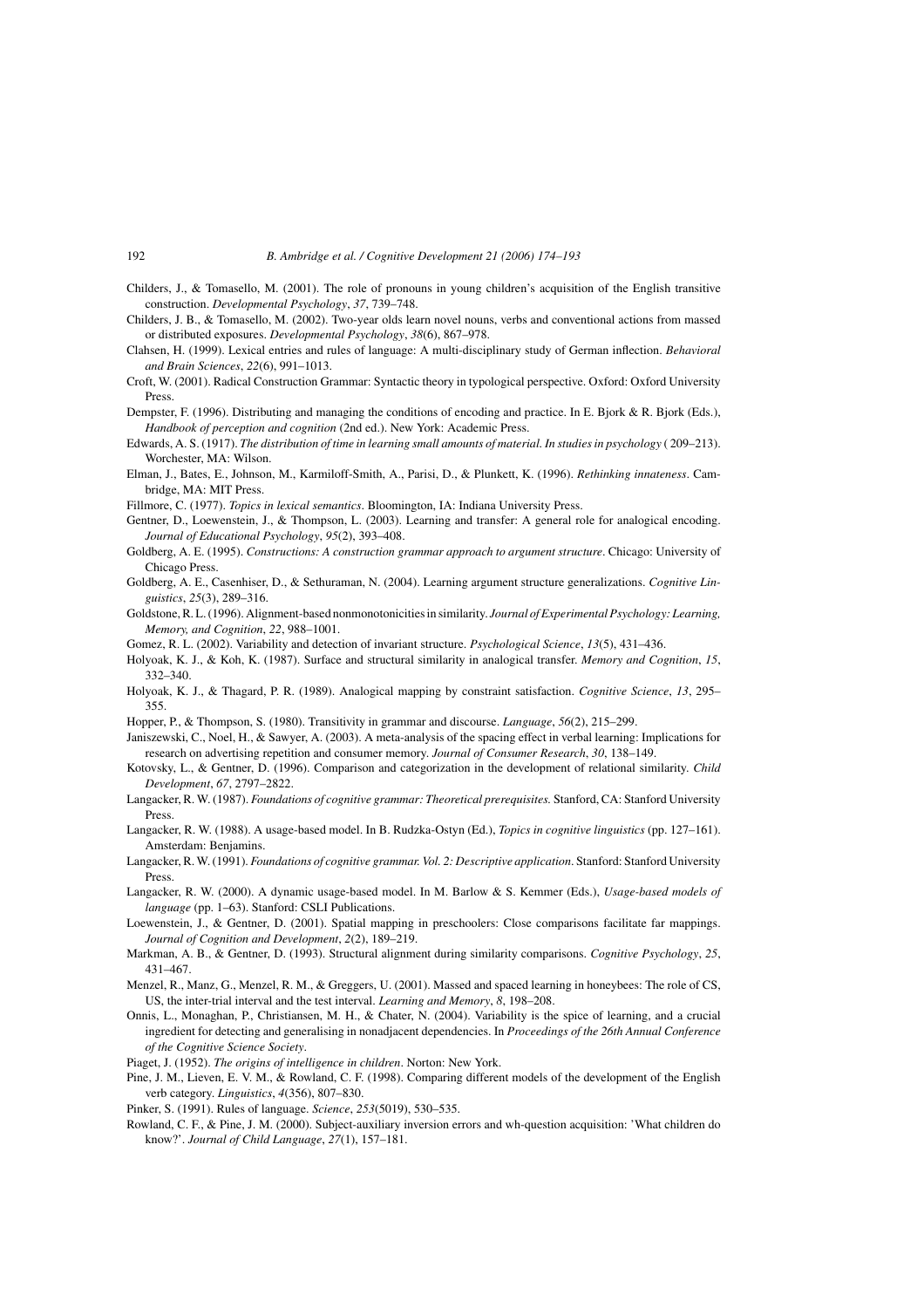Childers, J., & Tomasello, M. (2001). The role of pronouns in young children's acquisition of the English transitive construction. *Developmental Psychology*, *37*, 739–748.

Childers, J. B., & Tomasello, M. (2002). Two-year olds learn novel nouns, verbs and conventional actions from massed or distributed exposures. *Developmental Psychology*, *38*(6), 867–978.

Clahsen, H. (1999). Lexical entries and rules of language: A multi-disciplinary study of German inflection. *Behavioral and Brain Sciences*, *22*(6), 991–1013.

Croft, W. (2001). Radical Construction Grammar: Syntactic theory in typological perspective. Oxford: Oxford University Press.

Dempster, F. (1996). Distributing and managing the conditions of encoding and practice. In E. Bjork & R. Bjork (Eds.), *Handbook of perception and cognition* (2nd ed.). New York: Academic Press.

Edwards, A. S. (1917). *The distribution of time in learning small amounts of material. In studies in psychology* ( 209–213). Worchester, MA: Wilson.

Elman, J., Bates, E., Johnson, M., Karmiloff-Smith, A., Parisi, D., & Plunkett, K. (1996). *Rethinking innateness*. Cambridge, MA: MIT Press.

Fillmore, C. (1977). *Topics in lexical semantics*. Bloomington, IA: Indiana University Press.

Gentner, D., Loewenstein, J., & Thompson, L. (2003). Learning and transfer: A general role for analogical encoding. *Journal of Educational Psychology*, *95*(2), 393–408.

Goldberg, A. E. (1995). *Constructions: A construction grammar approach to argument structure*. Chicago: University of Chicago Press.

Goldberg, A. E., Casenhiser, D., & Sethuraman, N. (2004). Learning argument structure generalizations. *Cognitive Linguistics*, *25*(3), 289–316.

Goldstone, R. L. (1996). Alignment-based nonmonotonicities in similarity. *Journal of Experimental Psychology: Learning, Memory, and Cognition*, *22*, 988–1001.

Gomez, R. L. (2002). Variability and detection of invariant structure. *Psychological Science*, *13*(5), 431–436.

Holyoak, K. J., & Koh, K. (1987). Surface and structural similarity in analogical transfer. *Memory and Cognition*, *15*, 332–340.

Holyoak, K. J., & Thagard, P. R. (1989). Analogical mapping by constraint satisfaction. *Cognitive Science*, *13*, 295–355.

Hopper, P., & Thompson, S. (1980). Transitivity in grammar and discourse. *Language*, *56*(2), 215–299.

Janiszewski, C., Noel, H., & Sawyer, A. (2003). A meta-analysis of the spacing effect in verbal learning: Implications for research on advertising repetition and consumer memory. *Journal of Consumer Research*, *30*, 138–149.

Kotovsky, L., & Gentner, D. (1996). Comparison and categorization in the development of relational similarity. *Child Development*, *67*, 2797–2822.

Langacker, R. W. (1987). *Foundations of cognitive grammar: Theoretical prerequisites*. Stanford, CA: Stanford University Press.

Langacker, R. W. (1988). A usage-based model. In B. Rudzka-Ostyn (Ed.), *Topics in cognitive linguistics* (pp. 127–161). Amsterdam: Benjamins.

Langacker, R. W. (1991). *Foundations of cognitive grammar. Vol. 2: Descriptive application*. Stanford: Stanford University Press.

Langacker, R. W. (2000). A dynamic usage-based model. In M. Barlow & S. Kemmer (Eds.), *Usage-based models of language* (pp. 1–63). Stanford: CSLI Publications.

Loewenstein, J., & Gentner, D. (2001). Spatial mapping in preschoolers: Close comparisons facilitate far mappings. *Journal of Cognition and Development*, *2*(2), 189–219.

Markman, A. B., & Gentner, D. (1993). Structural alignment during similarity comparisons. *Cognitive Psychology*, *25*, 431–467.

Menzel, R., Manz, G., Menzel, R. M., & Greggers, U. (2001). Massed and spaced learning in honeybees: The role of CS, US, the inter-trial interval and the test interval. *Learning and Memory*, *8*, 198–208.

Onnis, L., Monaghan, P., Christiansen, M. H., & Chater, N. (2004). Variability is the spice of learning, and a crucial ingredient for detecting and generalising in nonadjacent dependencies. In *Proceedings of the 26th Annual Conference of the Cognitive Science Society*.

Piaget, J. (1952). *The origins of intelligence in children*. Norton: New York.

Pine, J. M., Lieven, E. V. M., & Rowland, C. F. (1998). Comparing different models of the development of the English verb category. *Linguistics*, *4*(356), 807–830.

Pinker, S. (1991). Rules of language. *Science*, *253*(5019), 530–535.

Rowland, C. F., & Pine, J. M. (2000). Subject-auxiliary inversion errors and wh-question acquisition: 'What children do know?'. *Journal of Child Language*, *27*(1), 157–181.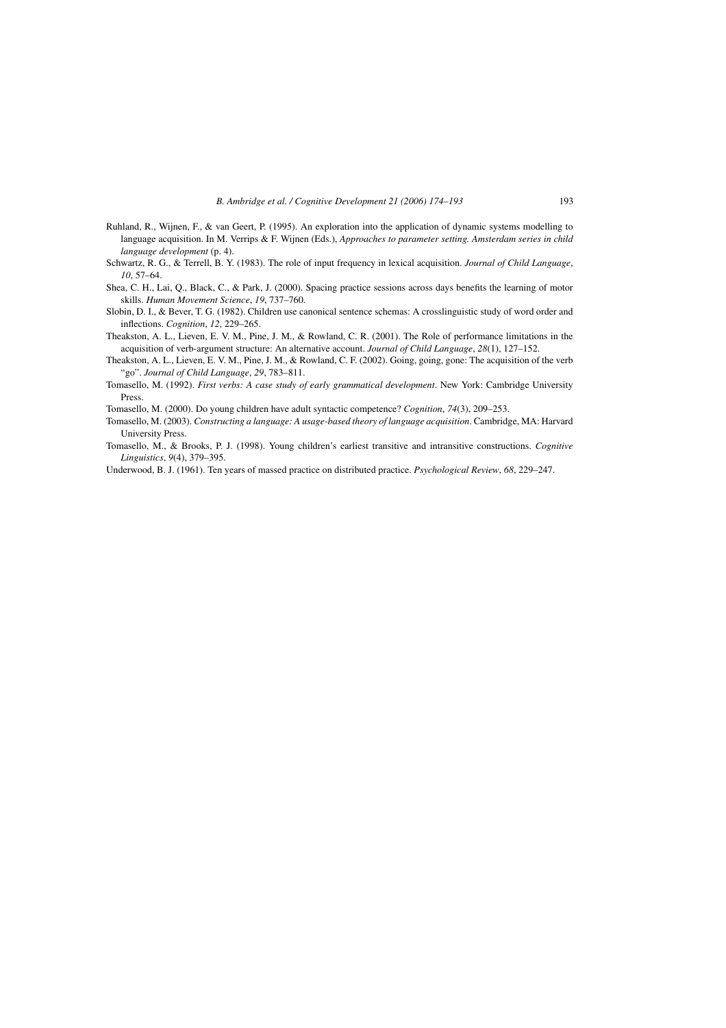Ruhland, R., Wijnen, F., & van Geert, P. (1995). An exploration into the application of dynamic systems modelling to language acquisition. In M. Verrips & F. Wijnen (Eds.), *Approaches to parameter setting. Amsterdam series in child language development* (p. 4).

Schwartz, R. G., & Terrell, B. Y. (1983). The role of input frequency in lexical acquisition. *Journal of Child Language*, *10*, 57–64.

Shea, C. H., Lai, Q., Black, C., & Park, J. (2000). Spacing practice sessions across days benefits the learning of motor skills. *Human Movement Science*, *19*, 737–760.

Slobin, D. I., & Bever, T. G. (1982). Children use canonical sentence schemas: A crosslinguistic study of word order and inflections. *Cognition*, *12*, 229–265.

Theakston, A. L., Lieven, E. V. M., Pine, J. M., & Rowland, C. R. (2001). The Role of performance limitations in the acquisition of verb-argument structure: An alternative account. *Journal of Child Language*, *28*(1), 127–152.

Theakston, A. L., Lieven, E. V. M., Pine, J. M., & Rowland, C. F. (2002). Going, going, gone: The acquisition of the verb "go". *Journal of Child Language*, *29*, 783–811.

Tomasello, M. (1992). *First verbs: A case study of early grammatical development*. New York: Cambridge University Press.

Tomasello, M. (2000). Do young children have adult syntactic competence? *Cognition*, *74*(3), 209–253.

Tomasello, M. (2003). *Constructing a language: A usage-based theory of language acquisition*. Cambridge, MA: Harvard University Press.

Tomasello, M., & Brooks, P. J. (1998). Young children's earliest transitive and intransitive constructions. *Cognitive Linguistics*, *9*(4), 379–395.

Underwood, B. J. (1961). Ten years of massed practice on distributed practice. *Psychological Review*, *68*, 229–247.